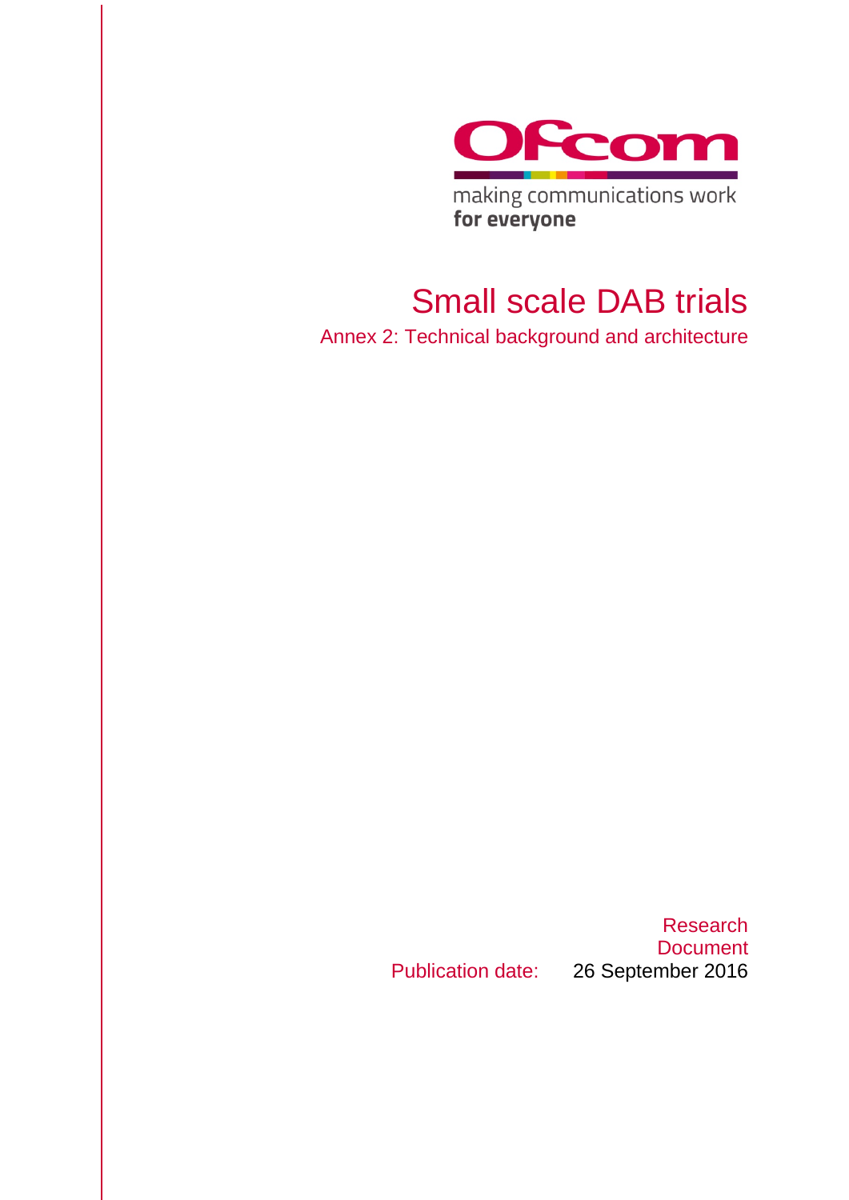Ofcom

making communications work
**for everyone**

# Small scale DAB trials

## Annex 2: Technical background and architecture

Research Document

Publication date: 26 September 2016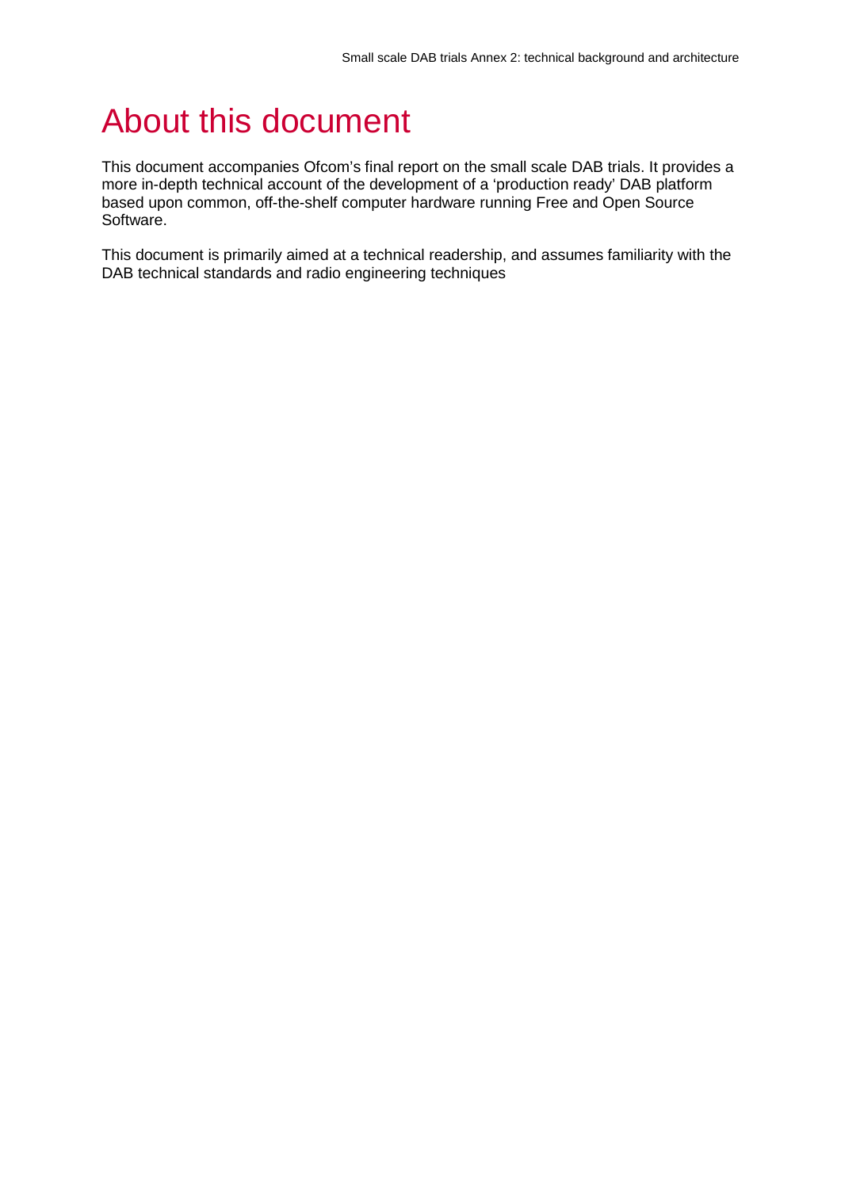# About this document

This document accompanies Ofcom's final report on the small scale DAB trials. It provides a more in-depth technical account of the development of a 'production ready' DAB platform based upon common, off-the-shelf computer hardware running Free and Open Source Software.

This document is primarily aimed at a technical readership, and assumes familiarity with the DAB technical standards and radio engineering techniques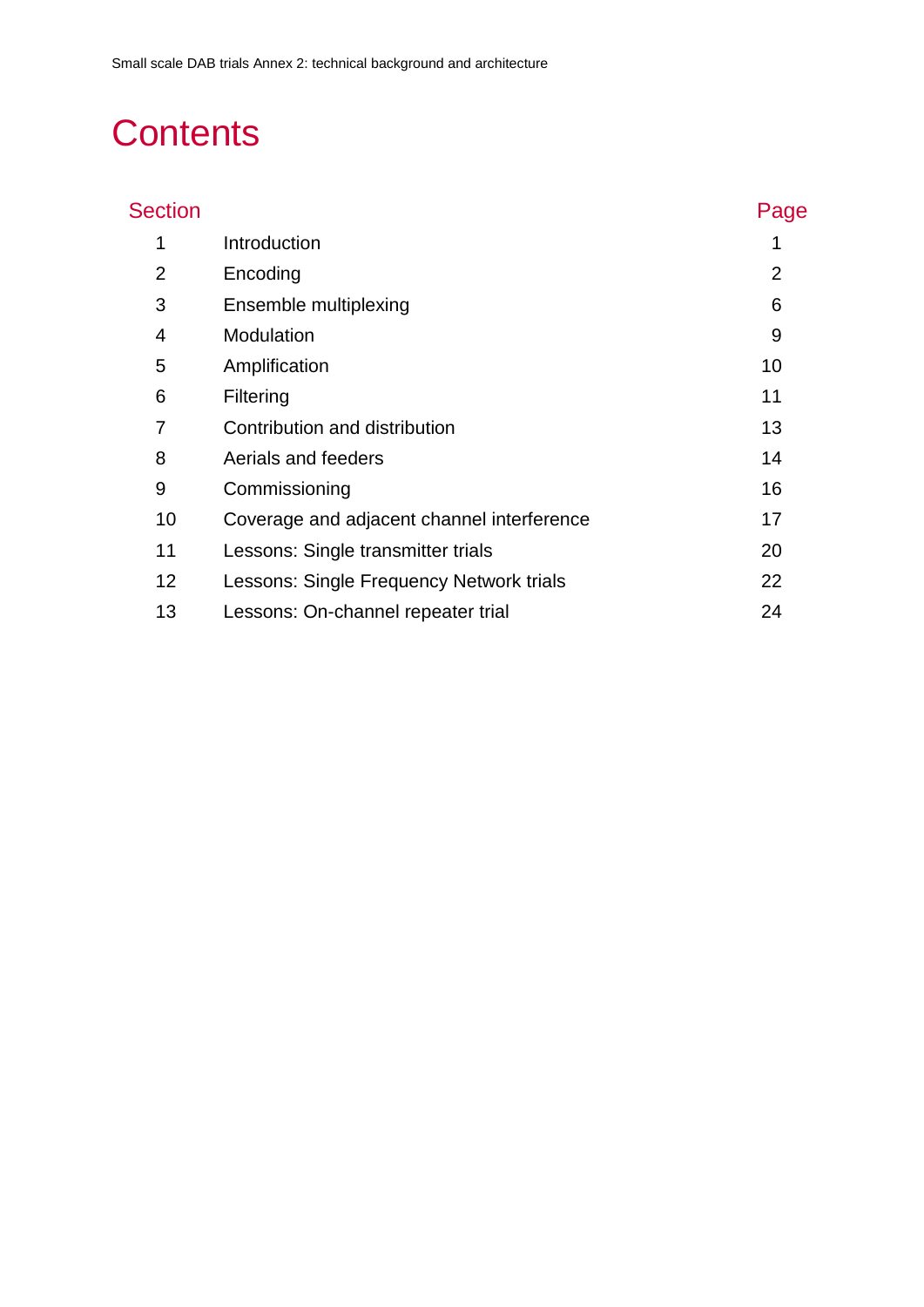# Contents

| Section | | Page |
|---|---|---|
| 1 | Introduction | 1 |
| 2 | Encoding | 2 |
| 3 | Ensemble multiplexing | 6 |
| 4 | Modulation | 9 |
| 5 | Amplification | 10 |
| 6 | Filtering | 11 |
| 7 | Contribution and distribution | 13 |
| 8 | Aerials and feeders | 14 |
| 9 | Commissioning | 16 |
| 10 | Coverage and adjacent channel interference | 17 |
| 11 | Lessons: Single transmitter trials | 20 |
| 12 | Lessons: Single Frequency Network trials | 22 |
| 13 | Lessons: On-channel repeater trial | 24 |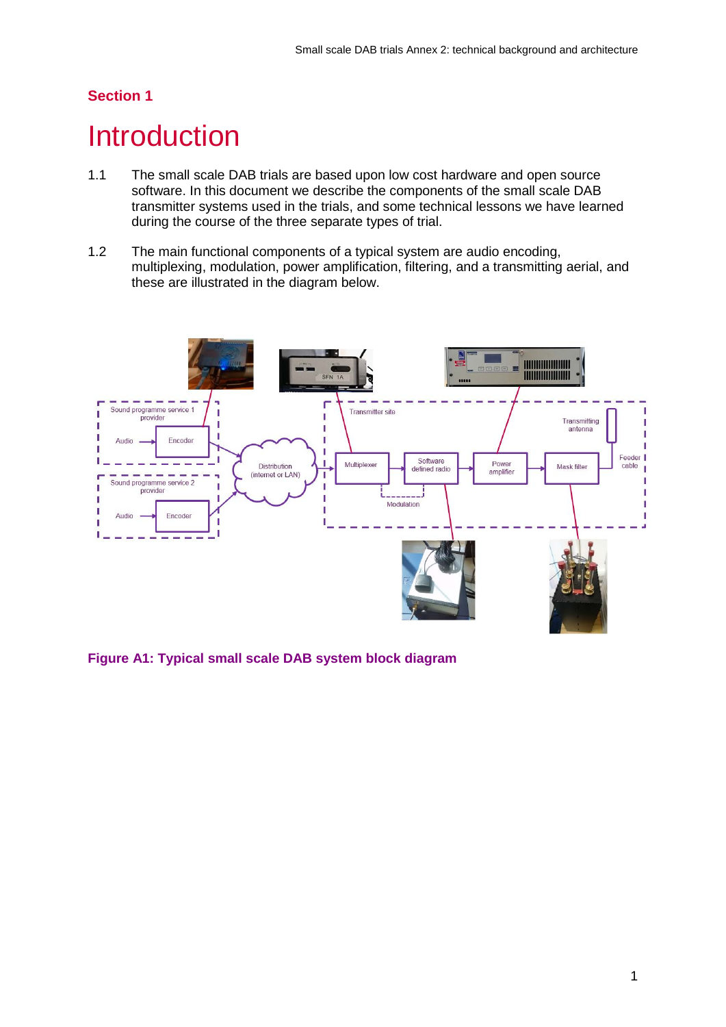## Section 1

# Introduction

1.1 The small scale DAB trials are based upon low cost hardware and open source software. In this document we describe the components of the small scale DAB transmitter systems used in the trials, and some technical lessons we have learned during the course of the three separate types of trial.

1.2 The main functional components of a typical system are audio encoding, multiplexing, modulation, power amplification, filtering, and a transmitting aerial, and these are illustrated in the diagram below.

**Figure A1: Typical small scale DAB system block diagram**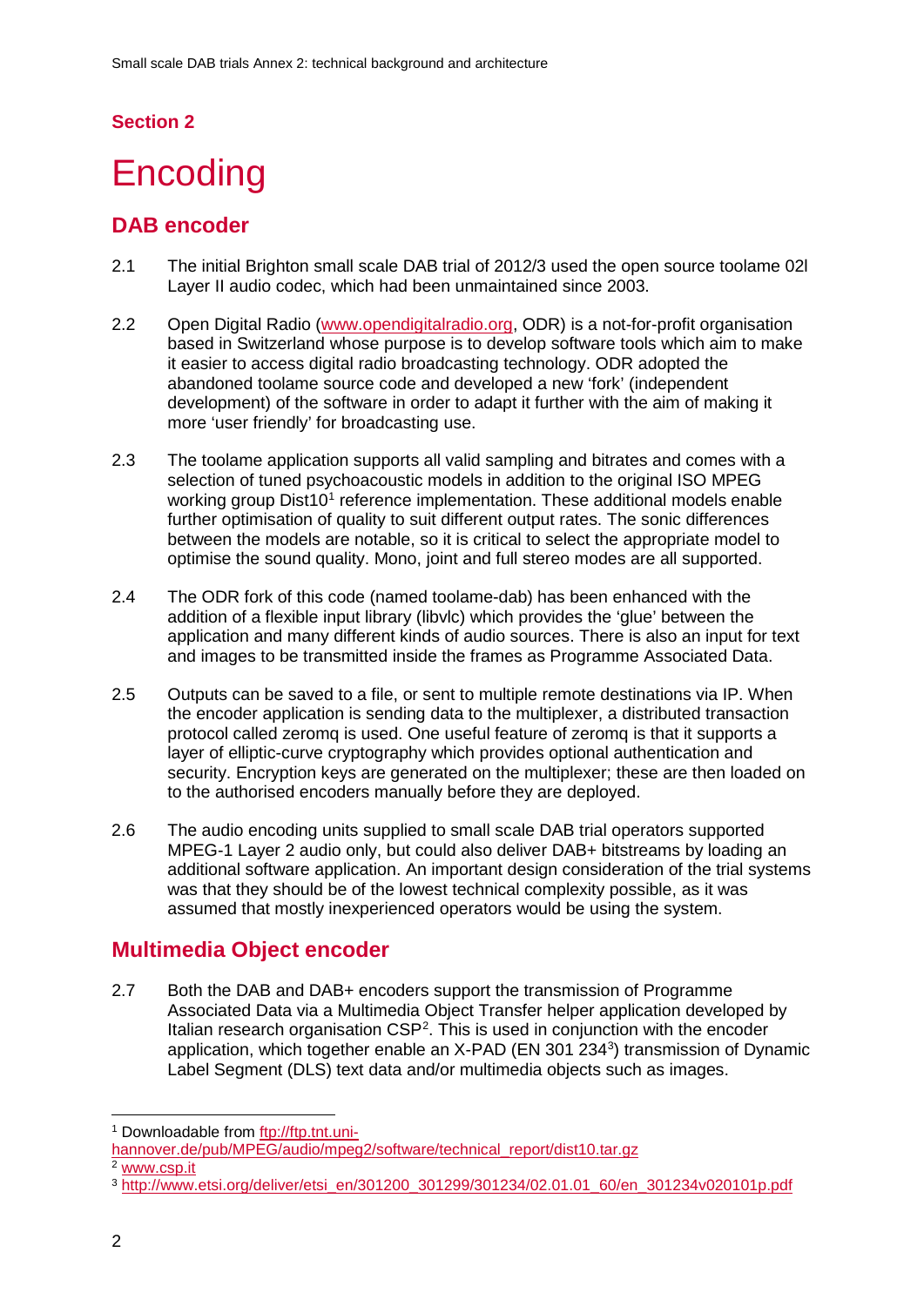## Section 2

# Encoding

## DAB encoder

2.1 The initial Brighton small scale DAB trial of 2012/3 used the open source toolame 02l Layer II audio codec, which had been unmaintained since 2003.

2.2 Open Digital Radio (www.opendigitalradio.org, ODR) is a not-for-profit organisation based in Switzerland whose purpose is to develop software tools which aim to make it easier to access digital radio broadcasting technology. ODR adopted the abandoned toolame source code and developed a new 'fork' (independent development) of the software in order to adapt it further with the aim of making it more 'user friendly' for broadcasting use.

2.3 The toolame application supports all valid sampling and bitrates and comes with a selection of tuned psychoacoustic models in addition to the original ISO MPEG working group Dist10[1] reference implementation. These additional models enable further optimisation of quality to suit different output rates. The sonic differences between the models are notable, so it is critical to select the appropriate model to optimise the sound quality. Mono, joint and full stereo modes are all supported.

2.4 The ODR fork of this code (named toolame-dab) has been enhanced with the addition of a flexible input library (libvlc) which provides the 'glue' between the application and many different kinds of audio sources. There is also an input for text and images to be transmitted inside the frames as Programme Associated Data.

2.5 Outputs can be saved to a file, or sent to multiple remote destinations via IP. When the encoder application is sending data to the multiplexer, a distributed transaction protocol called zeromq is used. One useful feature of zeromq is that it supports a layer of elliptic-curve cryptography which provides optional authentication and security. Encryption keys are generated on the multiplexer; these are then loaded on to the authorised encoders manually before they are deployed.

2.6 The audio encoding units supplied to small scale DAB trial operators supported MPEG-1 Layer 2 audio only, but could also deliver DAB+ bitstreams by loading an additional software application. An important design consideration of the trial systems was that they should be of the lowest technical complexity possible, as it was assumed that mostly inexperienced operators would be using the system.

## Multimedia Object encoder

2.7 Both the DAB and DAB+ encoders support the transmission of Programme Associated Data via a Multimedia Object Transfer helper application developed by Italian research organisation CSP[2]. This is used in conjunction with the encoder application, which together enable an X-PAD (EN 301 234[3]) transmission of Dynamic Label Segment (DLS) text data and/or multimedia objects such as images.

---

[1] Downloadable from ftp://ftp.tnt.uni-hannover.de/pub/MPEG/audio/mpeg2/software/technical_report/dist10.tar.gz

[2] www.csp.it

[3] http://www.etsi.org/deliver/etsi_en/301200_301299/301234/02.01.01_60/en_301234v020101p.pdf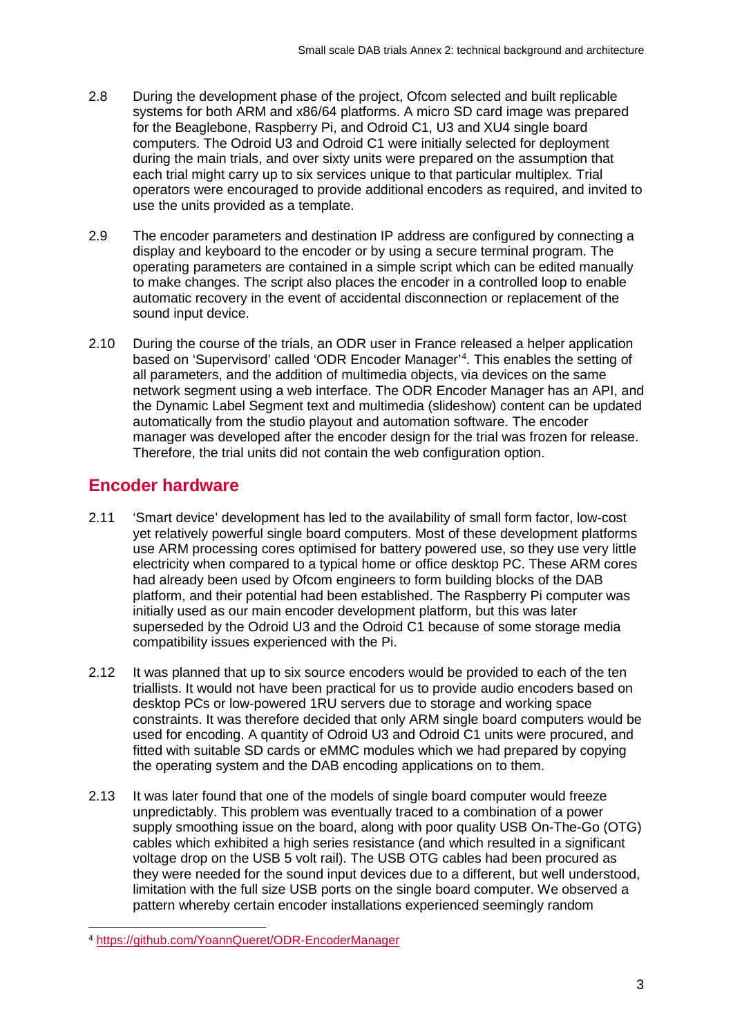2.8 During the development phase of the project, Ofcom selected and built replicable systems for both ARM and x86/64 platforms. A micro SD card image was prepared for the Beaglebone, Raspberry Pi, and Odroid C1, U3 and XU4 single board computers. The Odroid U3 and Odroid C1 were initially selected for deployment during the main trials, and over sixty units were prepared on the assumption that each trial might carry up to six services unique to that particular multiplex. Trial operators were encouraged to provide additional encoders as required, and invited to use the units provided as a template.

2.9 The encoder parameters and destination IP address are configured by connecting a display and keyboard to the encoder or by using a secure terminal program. The operating parameters are contained in a simple script which can be edited manually to make changes. The script also places the encoder in a controlled loop to enable automatic recovery in the event of accidental disconnection or replacement of the sound input device.

2.10 During the course of the trials, an ODR user in France released a helper application based on 'Supervisord' called 'ODR Encoder Manager'[4]. This enables the setting of all parameters, and the addition of multimedia objects, via devices on the same network segment using a web interface. The ODR Encoder Manager has an API, and the Dynamic Label Segment text and multimedia (slideshow) content can be updated automatically from the studio playout and automation software. The encoder manager was developed after the encoder design for the trial was frozen for release. Therefore, the trial units did not contain the web configuration option.

## Encoder hardware

2.11 'Smart device' development has led to the availability of small form factor, low-cost yet relatively powerful single board computers. Most of these development platforms use ARM processing cores optimised for battery powered use, so they use very little electricity when compared to a typical home or office desktop PC. These ARM cores had already been used by Ofcom engineers to form building blocks of the DAB platform, and their potential had been established. The Raspberry Pi computer was initially used as our main encoder development platform, but this was later superseded by the Odroid U3 and the Odroid C1 because of some storage media compatibility issues experienced with the Pi.

2.12 It was planned that up to six source encoders would be provided to each of the ten triallists. It would not have been practical for us to provide audio encoders based on desktop PCs or low-powered 1RU servers due to storage and working space constraints. It was therefore decided that only ARM single board computers would be used for encoding. A quantity of Odroid U3 and Odroid C1 units were procured, and fitted with suitable SD cards or eMMC modules which we had prepared by copying the operating system and the DAB encoding applications on to them.

2.13 It was later found that one of the models of single board computer would freeze unpredictably. This problem was eventually traced to a combination of a power supply smoothing issue on the board, along with poor quality USB On-The-Go (OTG) cables which exhibited a high series resistance (and which resulted in a significant voltage drop on the USB 5 volt rail). The USB OTG cables had been procured as they were needed for the sound input devices due to a different, but well understood, limitation with the full size USB ports on the single board computer. We observed a pattern whereby certain encoder installations experienced seemingly random

[4] https://github.com/YoannQueret/ODR-EncoderManager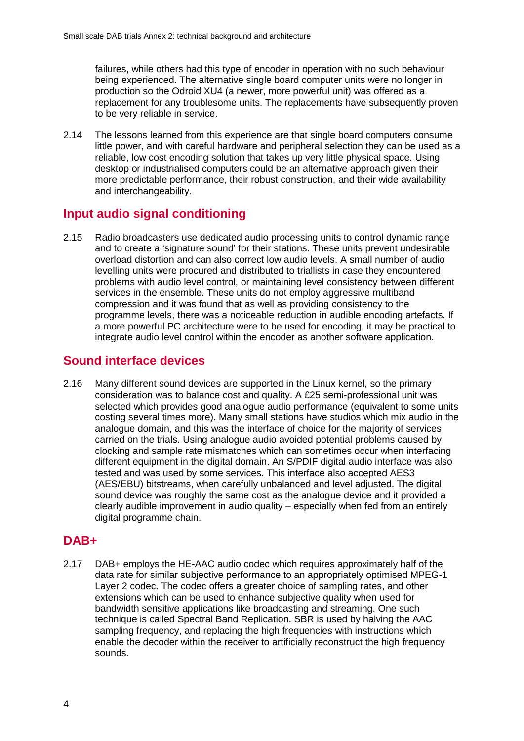failures, while others had this type of encoder in operation with no such behaviour being experienced. The alternative single board computer units were no longer in production so the Odroid XU4 (a newer, more powerful unit) was offered as a replacement for any troublesome units. The replacements have subsequently proven to be very reliable in service.

2.14 The lessons learned from this experience are that single board computers consume little power, and with careful hardware and peripheral selection they can be used as a reliable, low cost encoding solution that takes up very little physical space. Using desktop or industrialised computers could be an alternative approach given their more predictable performance, their robust construction, and their wide availability and interchangeability.

## Input audio signal conditioning

2.15 Radio broadcasters use dedicated audio processing units to control dynamic range and to create a 'signature sound' for their stations. These units prevent undesirable overload distortion and can also correct low audio levels. A small number of audio levelling units were procured and distributed to triallists in case they encountered problems with audio level control, or maintaining level consistency between different services in the ensemble. These units do not employ aggressive multiband compression and it was found that as well as providing consistency to the programme levels, there was a noticeable reduction in audible encoding artefacts. If a more powerful PC architecture were to be used for encoding, it may be practical to integrate audio level control within the encoder as another software application.

## Sound interface devices

2.16 Many different sound devices are supported in the Linux kernel, so the primary consideration was to balance cost and quality. A £25 semi-professional unit was selected which provides good analogue audio performance (equivalent to some units costing several times more). Many small stations have studios which mix audio in the analogue domain, and this was the interface of choice for the majority of services carried on the trials. Using analogue audio avoided potential problems caused by clocking and sample rate mismatches which can sometimes occur when interfacing different equipment in the digital domain. An S/PDIF digital audio interface was also tested and was used by some services. This interface also accepted AES3 (AES/EBU) bitstreams, when carefully unbalanced and level adjusted. The digital sound device was roughly the same cost as the analogue device and it provided a clearly audible improvement in audio quality – especially when fed from an entirely digital programme chain.

## DAB+

2.17 DAB+ employs the HE-AAC audio codec which requires approximately half of the data rate for similar subjective performance to an appropriately optimised MPEG-1 Layer 2 codec. The codec offers a greater choice of sampling rates, and other extensions which can be used to enhance subjective quality when used for bandwidth sensitive applications like broadcasting and streaming. One such technique is called Spectral Band Replication. SBR is used by halving the AAC sampling frequency, and replacing the high frequencies with instructions which enable the decoder within the receiver to artificially reconstruct the high frequency sounds.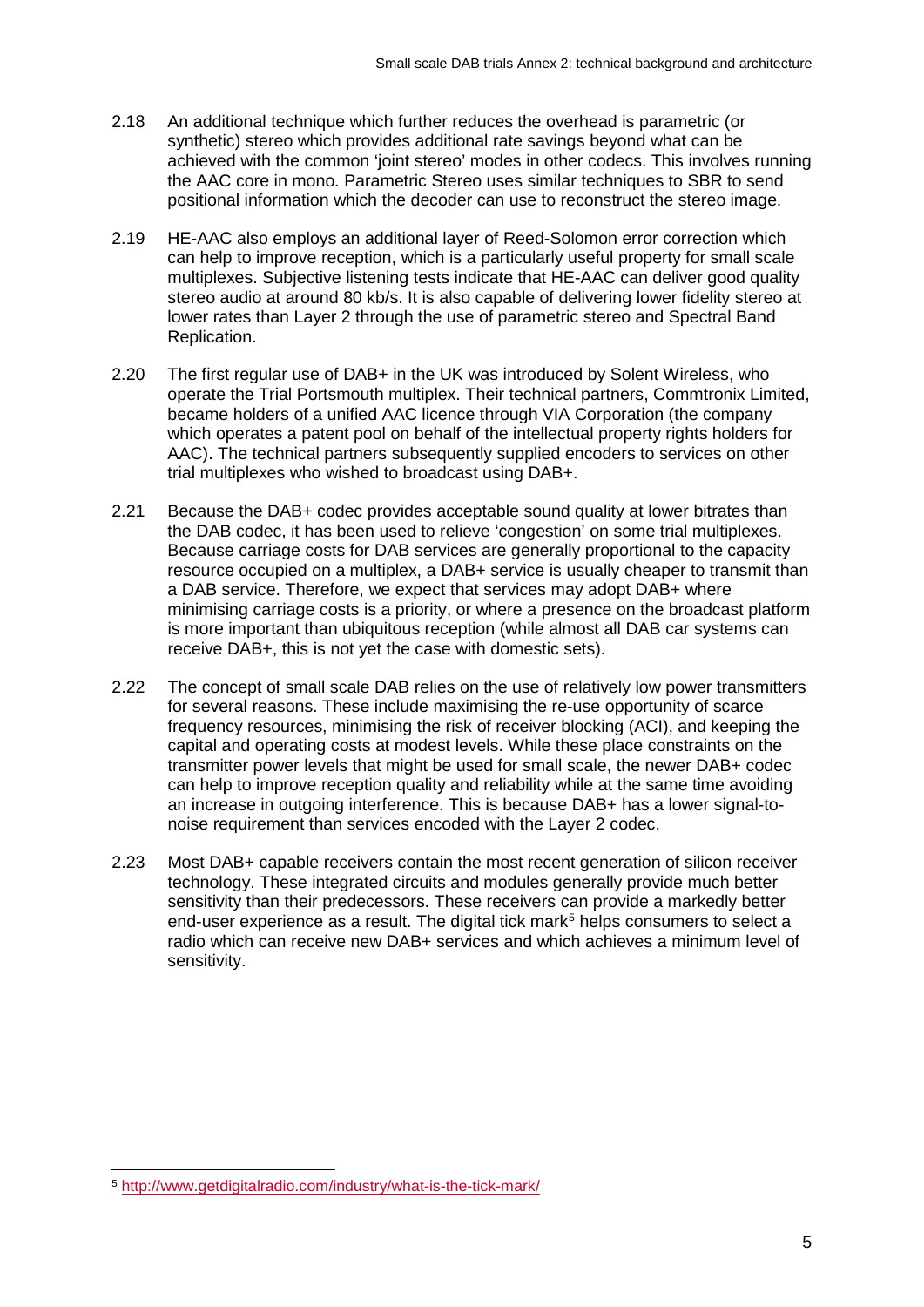2.18 An additional technique which further reduces the overhead is parametric (or synthetic) stereo which provides additional rate savings beyond what can be achieved with the common 'joint stereo' modes in other codecs. This involves running the AAC core in mono. Parametric Stereo uses similar techniques to SBR to send positional information which the decoder can use to reconstruct the stereo image.

2.19 HE-AAC also employs an additional layer of Reed-Solomon error correction which can help to improve reception, which is a particularly useful property for small scale multiplexes. Subjective listening tests indicate that HE-AAC can deliver good quality stereo audio at around 80 kb/s. It is also capable of delivering lower fidelity stereo at lower rates than Layer 2 through the use of parametric stereo and Spectral Band Replication.

2.20 The first regular use of DAB+ in the UK was introduced by Solent Wireless, who operate the Trial Portsmouth multiplex. Their technical partners, Commtronix Limited, became holders of a unified AAC licence through VIA Corporation (the company which operates a patent pool on behalf of the intellectual property rights holders for AAC). The technical partners subsequently supplied encoders to services on other trial multiplexes who wished to broadcast using DAB+.

2.21 Because the DAB+ codec provides acceptable sound quality at lower bitrates than the DAB codec, it has been used to relieve 'congestion' on some trial multiplexes. Because carriage costs for DAB services are generally proportional to the capacity resource occupied on a multiplex, a DAB+ service is usually cheaper to transmit than a DAB service. Therefore, we expect that services may adopt DAB+ where minimising carriage costs is a priority, or where a presence on the broadcast platform is more important than ubiquitous reception (while almost all DAB car systems can receive DAB+, this is not yet the case with domestic sets).

2.22 The concept of small scale DAB relies on the use of relatively low power transmitters for several reasons. These include maximising the re-use opportunity of scarce frequency resources, minimising the risk of receiver blocking (ACI), and keeping the capital and operating costs at modest levels. While these place constraints on the transmitter power levels that might be used for small scale, the newer DAB+ codec can help to improve reception quality and reliability while at the same time avoiding an increase in outgoing interference. This is because DAB+ has a lower signal-to-noise requirement than services encoded with the Layer 2 codec.

2.23 Most DAB+ capable receivers contain the most recent generation of silicon receiver technology. These integrated circuits and modules generally provide much better sensitivity than their predecessors. These receivers can provide a markedly better end-user experience as a result. The digital tick mark[5] helps consumers to select a radio which can receive new DAB+ services and which achieves a minimum level of sensitivity.

---

[5] http://www.getdigitalradio.com/industry/what-is-the-tick-mark/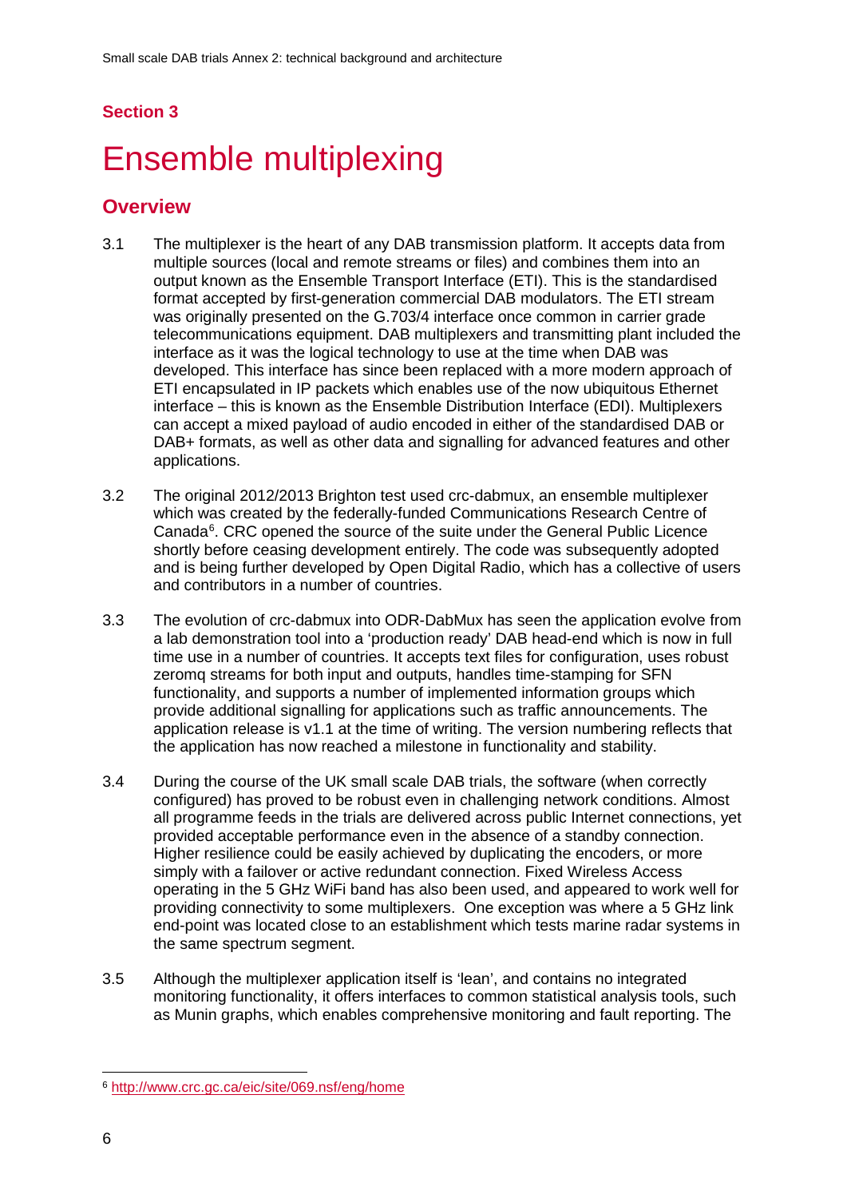## Section 3

# Ensemble multiplexing

## Overview

3.1 The multiplexer is the heart of any DAB transmission platform. It accepts data from multiple sources (local and remote streams or files) and combines them into an output known as the Ensemble Transport Interface (ETI). This is the standardised format accepted by first-generation commercial DAB modulators. The ETI stream was originally presented on the G.703/4 interface once common in carrier grade telecommunications equipment. DAB multiplexers and transmitting plant included the interface as it was the logical technology to use at the time when DAB was developed. This interface has since been replaced with a more modern approach of ETI encapsulated in IP packets which enables use of the now ubiquitous Ethernet interface – this is known as the Ensemble Distribution Interface (EDI). Multiplexers can accept a mixed payload of audio encoded in either of the standardised DAB or DAB+ formats, as well as other data and signalling for advanced features and other applications.

3.2 The original 2012/2013 Brighton test used crc-dabmux, an ensemble multiplexer which was created by the federally-funded Communications Research Centre of Canada[6]. CRC opened the source of the suite under the General Public Licence shortly before ceasing development entirely. The code was subsequently adopted and is being further developed by Open Digital Radio, which has a collective of users and contributors in a number of countries.

3.3 The evolution of crc-dabmux into ODR-DabMux has seen the application evolve from a lab demonstration tool into a 'production ready' DAB head-end which is now in full time use in a number of countries. It accepts text files for configuration, uses robust zeromq streams for both input and outputs, handles time-stamping for SFN functionality, and supports a number of implemented information groups which provide additional signalling for applications such as traffic announcements. The application release is v1.1 at the time of writing. The version numbering reflects that the application has now reached a milestone in functionality and stability.

3.4 During the course of the UK small scale DAB trials, the software (when correctly configured) has proved to be robust even in challenging network conditions. Almost all programme feeds in the trials are delivered across public Internet connections, yet provided acceptable performance even in the absence of a standby connection. Higher resilience could be easily achieved by duplicating the encoders, or more simply with a failover or active redundant connection. Fixed Wireless Access operating in the 5 GHz WiFi band has also been used, and appeared to work well for providing connectivity to some multiplexers. One exception was where a 5 GHz link end-point was located close to an establishment which tests marine radar systems in the same spectrum segment.

3.5 Although the multiplexer application itself is 'lean', and contains no integrated monitoring functionality, it offers interfaces to common statistical analysis tools, such as Munin graphs, which enables comprehensive monitoring and fault reporting. The

[6] http://www.crc.gc.ca/eic/site/069.nsf/eng/home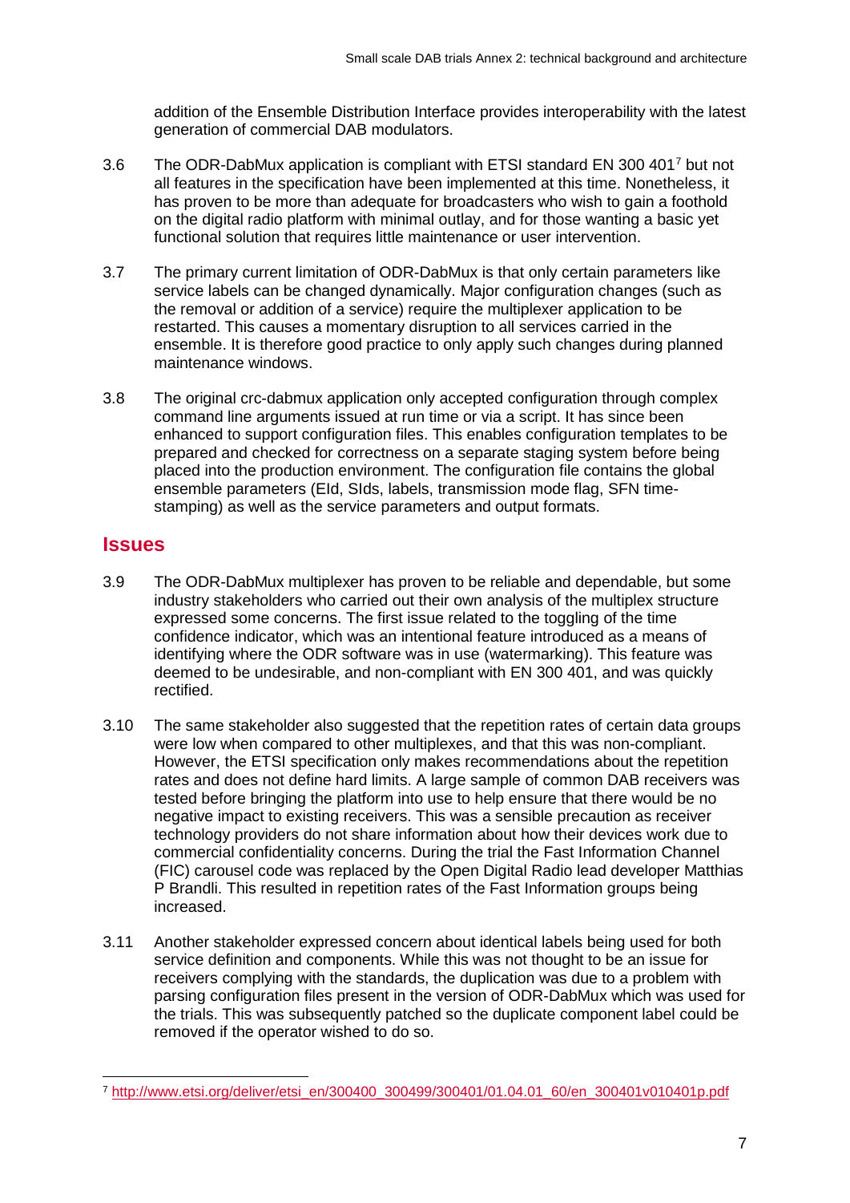addition of the Ensemble Distribution Interface provides interoperability with the latest generation of commercial DAB modulators.

3.6 The ODR-DabMux application is compliant with ETSI standard EN 300 401[7] but not all features in the specification have been implemented at this time. Nonetheless, it has proven to be more than adequate for broadcasters who wish to gain a foothold on the digital radio platform with minimal outlay, and for those wanting a basic yet functional solution that requires little maintenance or user intervention.

3.7 The primary current limitation of ODR-DabMux is that only certain parameters like service labels can be changed dynamically. Major configuration changes (such as the removal or addition of a service) require the multiplexer application to be restarted. This causes a momentary disruption to all services carried in the ensemble. It is therefore good practice to only apply such changes during planned maintenance windows.

3.8 The original crc-dabmux application only accepted configuration through complex command line arguments issued at run time or via a script. It has since been enhanced to support configuration files. This enables configuration templates to be prepared and checked for correctness on a separate staging system before being placed into the production environment. The configuration file contains the global ensemble parameters (EId, SIds, labels, transmission mode flag, SFN time-stamping) as well as the service parameters and output formats.

## Issues

3.9 The ODR-DabMux multiplexer has proven to be reliable and dependable, but some industry stakeholders who carried out their own analysis of the multiplex structure expressed some concerns. The first issue related to the toggling of the time confidence indicator, which was an intentional feature introduced as a means of identifying where the ODR software was in use (watermarking). This feature was deemed to be undesirable, and non-compliant with EN 300 401, and was quickly rectified.

3.10 The same stakeholder also suggested that the repetition rates of certain data groups were low when compared to other multiplexes, and that this was non-compliant. However, the ETSI specification only makes recommendations about the repetition rates and does not define hard limits. A large sample of common DAB receivers was tested before bringing the platform into use to help ensure that there would be no negative impact to existing receivers. This was a sensible precaution as receiver technology providers do not share information about how their devices work due to commercial confidentiality concerns. During the trial the Fast Information Channel (FIC) carousel code was replaced by the Open Digital Radio lead developer Matthias P Brandli. This resulted in repetition rates of the Fast Information groups being increased.

3.11 Another stakeholder expressed concern about identical labels being used for both service definition and components. While this was not thought to be an issue for receivers complying with the standards, the duplication was due to a problem with parsing configuration files present in the version of ODR-DabMux which was used for the trials. This was subsequently patched so the duplicate component label could be removed if the operator wished to do so.

[7] http://www.etsi.org/deliver/etsi_en/300400_300499/300401/01.04.01_60/en_300401v010401p.pdf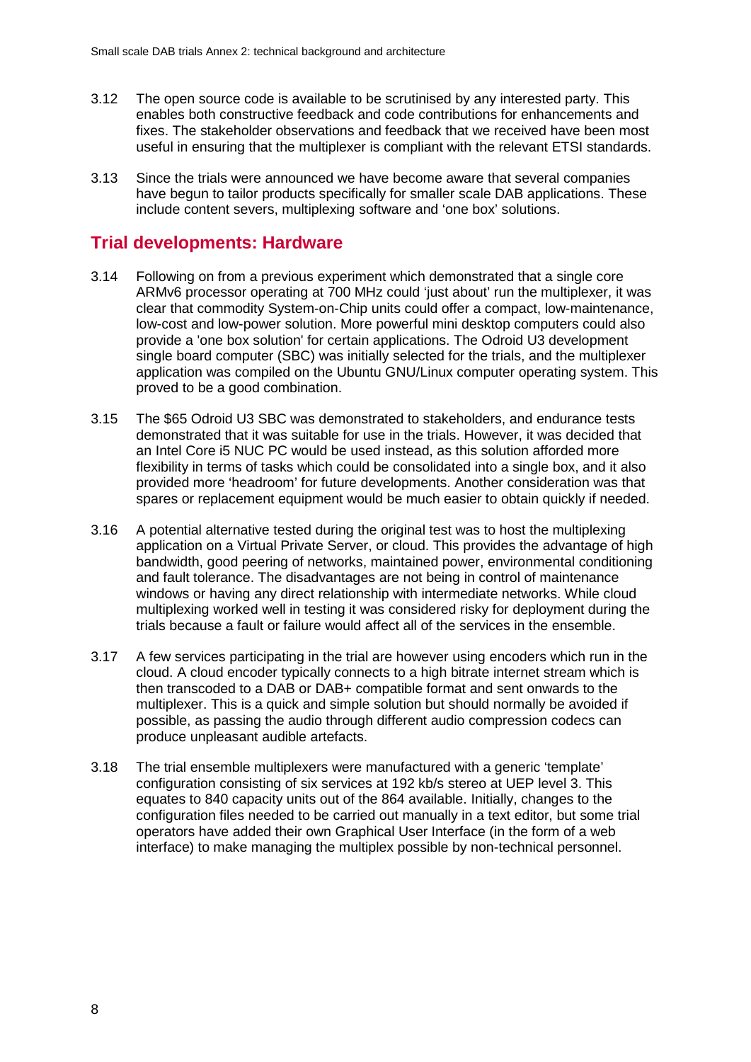3.12 The open source code is available to be scrutinised by any interested party. This enables both constructive feedback and code contributions for enhancements and fixes. The stakeholder observations and feedback that we received have been most useful in ensuring that the multiplexer is compliant with the relevant ETSI standards.

3.13 Since the trials were announced we have become aware that several companies have begun to tailor products specifically for smaller scale DAB applications. These include content severs, multiplexing software and 'one box' solutions.

## Trial developments: Hardware

3.14 Following on from a previous experiment which demonstrated that a single core ARMv6 processor operating at 700 MHz could 'just about' run the multiplexer, it was clear that commodity System-on-Chip units could offer a compact, low-maintenance, low-cost and low-power solution. More powerful mini desktop computers could also provide a 'one box solution' for certain applications. The Odroid U3 development single board computer (SBC) was initially selected for the trials, and the multiplexer application was compiled on the Ubuntu GNU/Linux computer operating system. This proved to be a good combination.

3.15 The $65 Odroid U3 SBC was demonstrated to stakeholders, and endurance tests demonstrated that it was suitable for use in the trials. However, it was decided that an Intel Core i5 NUC PC would be used instead, as this solution afforded more flexibility in terms of tasks which could be consolidated into a single box, and it also provided more 'headroom' for future developments. Another consideration was that spares or replacement equipment would be much easier to obtain quickly if needed.

3.16 A potential alternative tested during the original test was to host the multiplexing application on a Virtual Private Server, or cloud. This provides the advantage of high bandwidth, good peering of networks, maintained power, environmental conditioning and fault tolerance. The disadvantages are not being in control of maintenance windows or having any direct relationship with intermediate networks. While cloud multiplexing worked well in testing it was considered risky for deployment during the trials because a fault or failure would affect all of the services in the ensemble.

3.17 A few services participating in the trial are however using encoders which run in the cloud. A cloud encoder typically connects to a high bitrate internet stream which is then transcoded to a DAB or DAB+ compatible format and sent onwards to the multiplexer. This is a quick and simple solution but should normally be avoided if possible, as passing the audio through different audio compression codecs can produce unpleasant audible artefacts.

3.18 The trial ensemble multiplexers were manufactured with a generic 'template' configuration consisting of six services at 192 kb/s stereo at UEP level 3. This equates to 840 capacity units out of the 864 available. Initially, changes to the configuration files needed to be carried out manually in a text editor, but some trial operators have added their own Graphical User Interface (in the form of a web interface) to make managing the multiplex possible by non-technical personnel.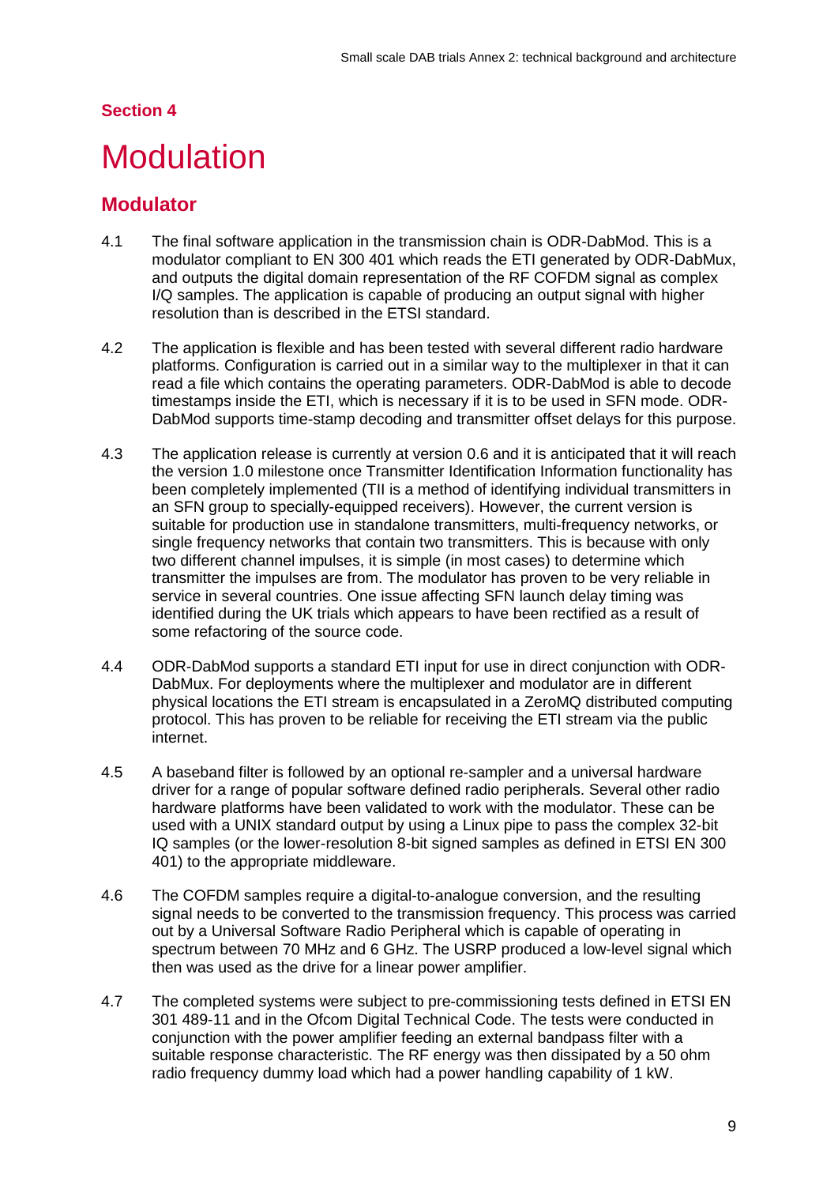## Section 4

# Modulation

## Modulator

4.1 The final software application in the transmission chain is ODR-DabMod. This is a modulator compliant to EN 300 401 which reads the ETI generated by ODR-DabMux, and outputs the digital domain representation of the RF COFDM signal as complex I/Q samples. The application is capable of producing an output signal with higher resolution than is described in the ETSI standard.

4.2 The application is flexible and has been tested with several different radio hardware platforms. Configuration is carried out in a similar way to the multiplexer in that it can read a file which contains the operating parameters. ODR-DabMod is able to decode timestamps inside the ETI, which is necessary if it is to be used in SFN mode. ODR-DabMod supports time-stamp decoding and transmitter offset delays for this purpose.

4.3 The application release is currently at version 0.6 and it is anticipated that it will reach the version 1.0 milestone once Transmitter Identification Information functionality has been completely implemented (TII is a method of identifying individual transmitters in an SFN group to specially-equipped receivers). However, the current version is suitable for production use in standalone transmitters, multi-frequency networks, or single frequency networks that contain two transmitters. This is because with only two different channel impulses, it is simple (in most cases) to determine which transmitter the impulses are from. The modulator has proven to be very reliable in service in several countries. One issue affecting SFN launch delay timing was identified during the UK trials which appears to have been rectified as a result of some refactoring of the source code.

4.4 ODR-DabMod supports a standard ETI input for use in direct conjunction with ODR-DabMux. For deployments where the multiplexer and modulator are in different physical locations the ETI stream is encapsulated in a ZeroMQ distributed computing protocol. This has proven to be reliable for receiving the ETI stream via the public internet.

4.5 A baseband filter is followed by an optional re-sampler and a universal hardware driver for a range of popular software defined radio peripherals. Several other radio hardware platforms have been validated to work with the modulator. These can be used with a UNIX standard output by using a Linux pipe to pass the complex 32-bit IQ samples (or the lower-resolution 8-bit signed samples as defined in ETSI EN 300 401) to the appropriate middleware.

4.6 The COFDM samples require a digital-to-analogue conversion, and the resulting signal needs to be converted to the transmission frequency. This process was carried out by a Universal Software Radio Peripheral which is capable of operating in spectrum between 70 MHz and 6 GHz. The USRP produced a low-level signal which then was used as the drive for a linear power amplifier.

4.7 The completed systems were subject to pre-commissioning tests defined in ETSI EN 301 489-11 and in the Ofcom Digital Technical Code. The tests were conducted in conjunction with the power amplifier feeding an external bandpass filter with a suitable response characteristic. The RF energy was then dissipated by a 50 ohm radio frequency dummy load which had a power handling capability of 1 kW.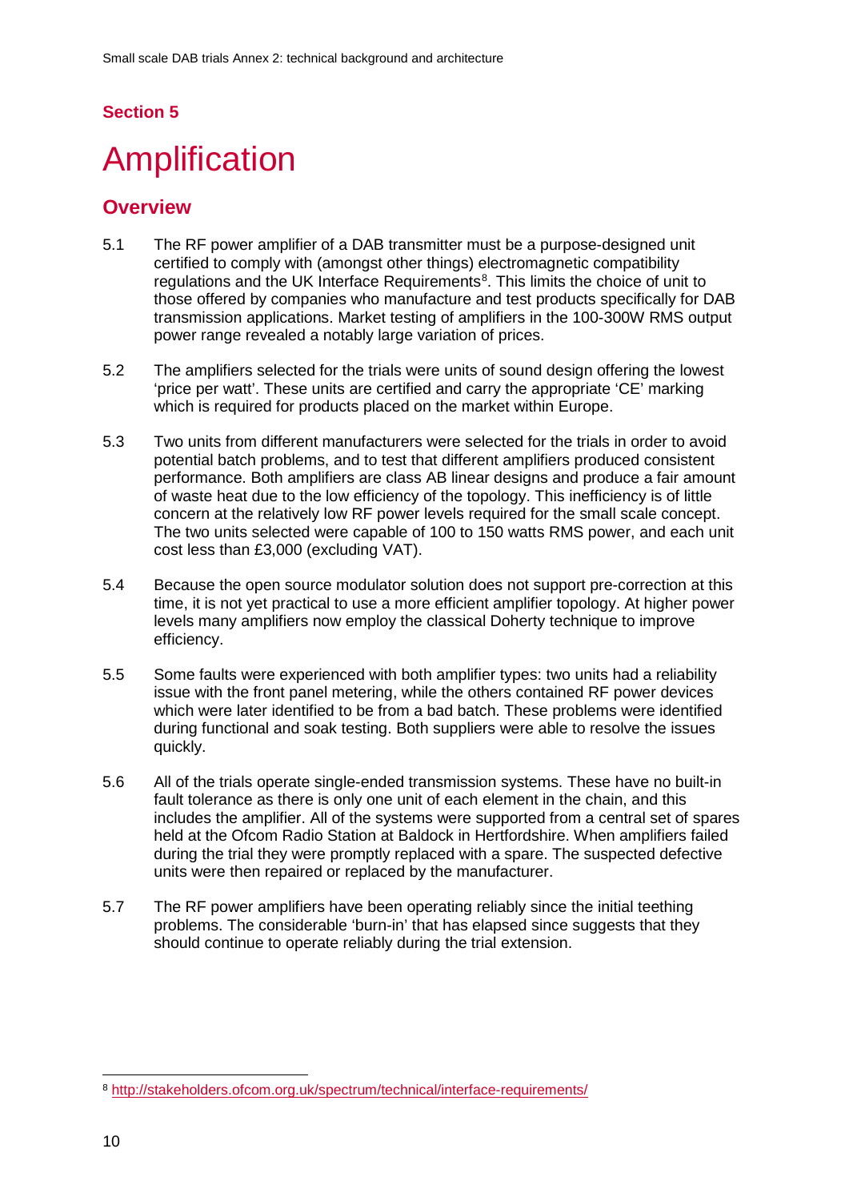**Section 5**

# Amplification

## Overview

5.1 The RF power amplifier of a DAB transmitter must be a purpose-designed unit certified to comply with (amongst other things) electromagnetic compatibility regulations and the UK Interface Requirements[8]. This limits the choice of unit to those offered by companies who manufacture and test products specifically for DAB transmission applications. Market testing of amplifiers in the 100-300W RMS output power range revealed a notably large variation of prices.

5.2 The amplifiers selected for the trials were units of sound design offering the lowest 'price per watt'. These units are certified and carry the appropriate 'CE' marking which is required for products placed on the market within Europe.

5.3 Two units from different manufacturers were selected for the trials in order to avoid potential batch problems, and to test that different amplifiers produced consistent performance. Both amplifiers are class AB linear designs and produce a fair amount of waste heat due to the low efficiency of the topology. This inefficiency is of little concern at the relatively low RF power levels required for the small scale concept. The two units selected were capable of 100 to 150 watts RMS power, and each unit cost less than £3,000 (excluding VAT).

5.4 Because the open source modulator solution does not support pre-correction at this time, it is not yet practical to use a more efficient amplifier topology. At higher power levels many amplifiers now employ the classical Doherty technique to improve efficiency.

5.5 Some faults were experienced with both amplifier types: two units had a reliability issue with the front panel metering, while the others contained RF power devices which were later identified to be from a bad batch. These problems were identified during functional and soak testing. Both suppliers were able to resolve the issues quickly.

5.6 All of the trials operate single-ended transmission systems. These have no built-in fault tolerance as there is only one unit of each element in the chain, and this includes the amplifier. All of the systems were supported from a central set of spares held at the Ofcom Radio Station at Baldock in Hertfordshire. When amplifiers failed during the trial they were promptly replaced with a spare. The suspected defective units were then repaired or replaced by the manufacturer.

5.7 The RF power amplifiers have been operating reliably since the initial teething problems. The considerable 'burn-in' that has elapsed since suggests that they should continue to operate reliably during the trial extension.

---

[8] http://stakeholders.ofcom.org.uk/spectrum/technical/interface-requirements/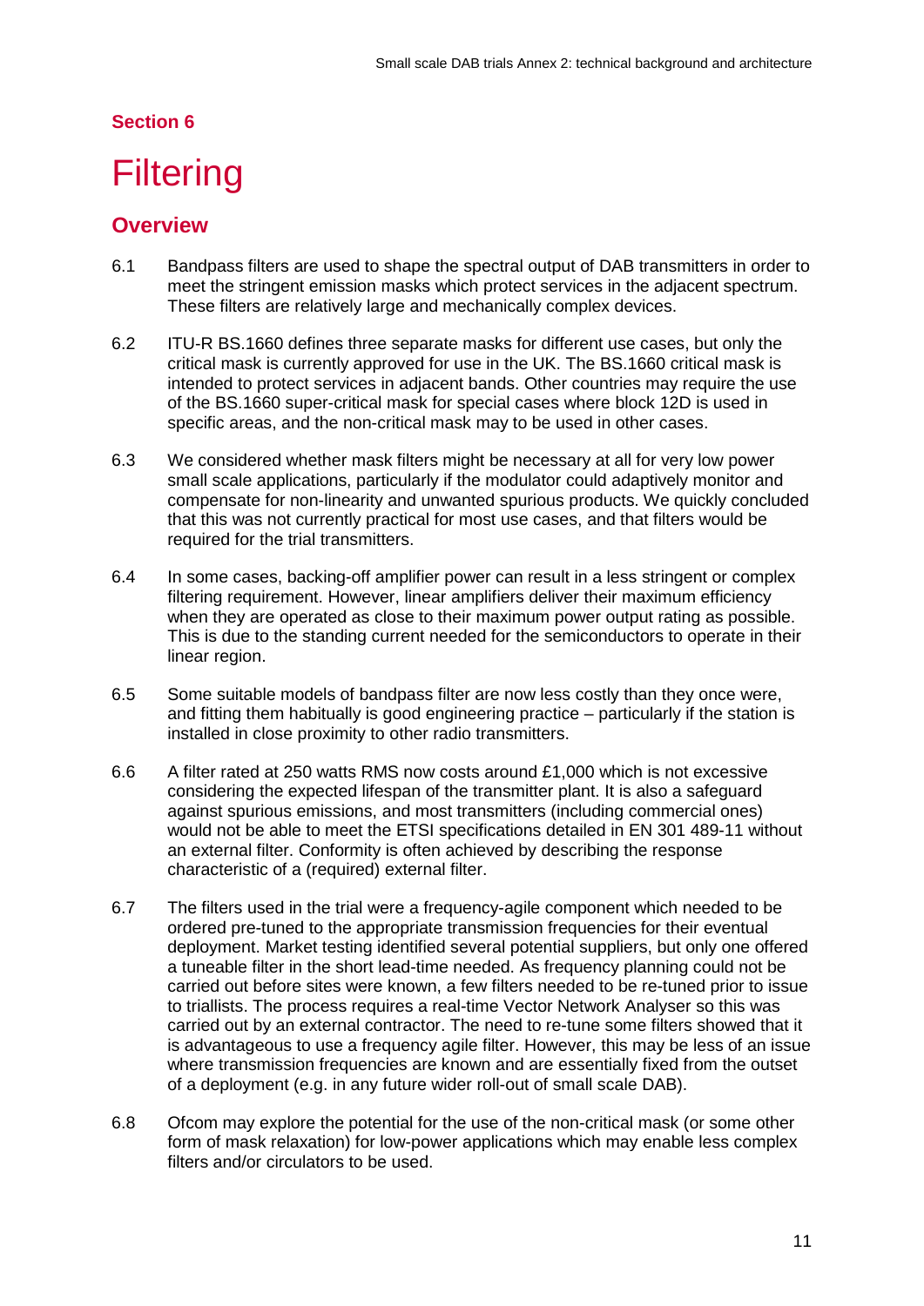## Section 6

# Filtering

## Overview

6.1 Bandpass filters are used to shape the spectral output of DAB transmitters in order to meet the stringent emission masks which protect services in the adjacent spectrum. These filters are relatively large and mechanically complex devices.

6.2 ITU-R BS.1660 defines three separate masks for different use cases, but only the critical mask is currently approved for use in the UK. The BS.1660 critical mask is intended to protect services in adjacent bands. Other countries may require the use of the BS.1660 super-critical mask for special cases where block 12D is used in specific areas, and the non-critical mask may to be used in other cases.

6.3 We considered whether mask filters might be necessary at all for very low power small scale applications, particularly if the modulator could adaptively monitor and compensate for non-linearity and unwanted spurious products. We quickly concluded that this was not currently practical for most use cases, and that filters would be required for the trial transmitters.

6.4 In some cases, backing-off amplifier power can result in a less stringent or complex filtering requirement. However, linear amplifiers deliver their maximum efficiency when they are operated as close to their maximum power output rating as possible. This is due to the standing current needed for the semiconductors to operate in their linear region.

6.5 Some suitable models of bandpass filter are now less costly than they once were, and fitting them habitually is good engineering practice – particularly if the station is installed in close proximity to other radio transmitters.

6.6 A filter rated at 250 watts RMS now costs around £1,000 which is not excessive considering the expected lifespan of the transmitter plant. It is also a safeguard against spurious emissions, and most transmitters (including commercial ones) would not be able to meet the ETSI specifications detailed in EN 301 489-11 without an external filter. Conformity is often achieved by describing the response characteristic of a (required) external filter.

6.7 The filters used in the trial were a frequency-agile component which needed to be ordered pre-tuned to the appropriate transmission frequencies for their eventual deployment. Market testing identified several potential suppliers, but only one offered a tuneable filter in the short lead-time needed. As frequency planning could not be carried out before sites were known, a few filters needed to be re-tuned prior to issue to triallists. The process requires a real-time Vector Network Analyser so this was carried out by an external contractor. The need to re-tune some filters showed that it is advantageous to use a frequency agile filter. However, this may be less of an issue where transmission frequencies are known and are essentially fixed from the outset of a deployment (e.g. in any future wider roll-out of small scale DAB).

6.8 Ofcom may explore the potential for the use of the non-critical mask (or some other form of mask relaxation) for low-power applications which may enable less complex filters and/or circulators to be used.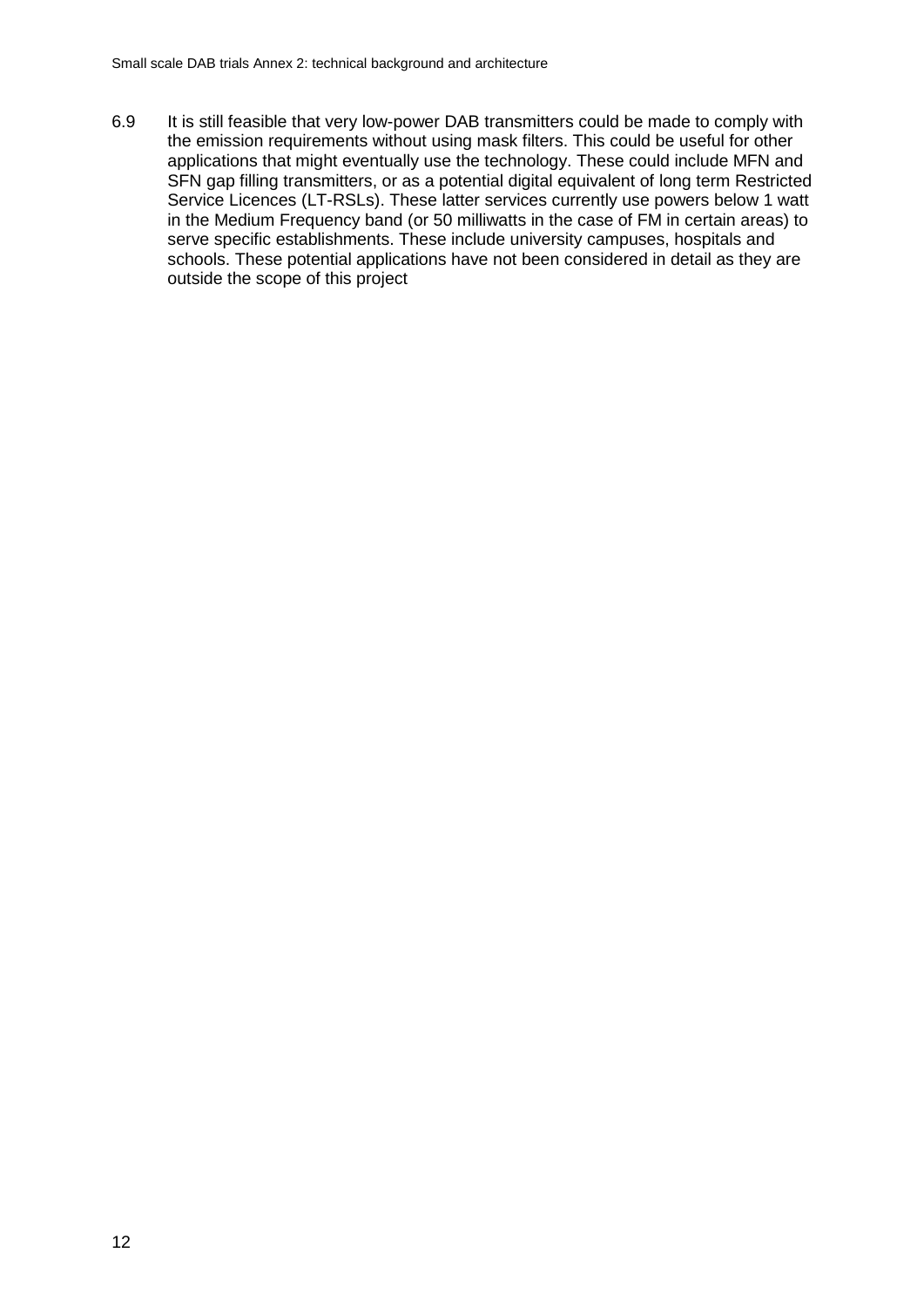6.9 It is still feasible that very low-power DAB transmitters could be made to comply with the emission requirements without using mask filters. This could be useful for other applications that might eventually use the technology. These could include MFN and SFN gap filling transmitters, or as a potential digital equivalent of long term Restricted Service Licences (LT-RSLs). These latter services currently use powers below 1 watt in the Medium Frequency band (or 50 milliwatts in the case of FM in certain areas) to serve specific establishments. These include university campuses, hospitals and schools. These potential applications have not been considered in detail as they are outside the scope of this project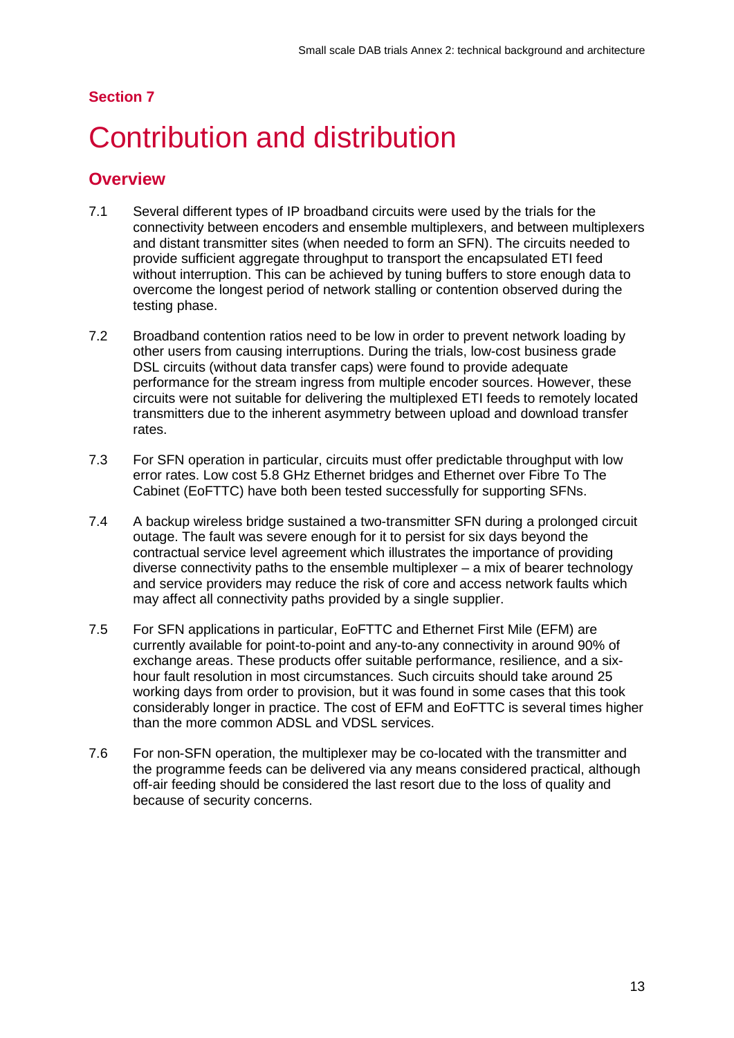**Section 7**

# Contribution and distribution

## Overview

7.1 Several different types of IP broadband circuits were used by the trials for the connectivity between encoders and ensemble multiplexers, and between multiplexers and distant transmitter sites (when needed to form an SFN). The circuits needed to provide sufficient aggregate throughput to transport the encapsulated ETI feed without interruption. This can be achieved by tuning buffers to store enough data to overcome the longest period of network stalling or contention observed during the testing phase.

7.2 Broadband contention ratios need to be low in order to prevent network loading by other users from causing interruptions. During the trials, low-cost business grade DSL circuits (without data transfer caps) were found to provide adequate performance for the stream ingress from multiple encoder sources. However, these circuits were not suitable for delivering the multiplexed ETI feeds to remotely located transmitters due to the inherent asymmetry between upload and download transfer rates.

7.3 For SFN operation in particular, circuits must offer predictable throughput with low error rates. Low cost 5.8 GHz Ethernet bridges and Ethernet over Fibre To The Cabinet (EoFTTC) have both been tested successfully for supporting SFNs.

7.4 A backup wireless bridge sustained a two-transmitter SFN during a prolonged circuit outage. The fault was severe enough for it to persist for six days beyond the contractual service level agreement which illustrates the importance of providing diverse connectivity paths to the ensemble multiplexer – a mix of bearer technology and service providers may reduce the risk of core and access network faults which may affect all connectivity paths provided by a single supplier.

7.5 For SFN applications in particular, EoFTTC and Ethernet First Mile (EFM) are currently available for point-to-point and any-to-any connectivity in around 90% of exchange areas. These products offer suitable performance, resilience, and a six-hour fault resolution in most circumstances. Such circuits should take around 25 working days from order to provision, but it was found in some cases that this took considerably longer in practice. The cost of EFM and EoFTTC is several times higher than the more common ADSL and VDSL services.

7.6 For non-SFN operation, the multiplexer may be co-located with the transmitter and the programme feeds can be delivered via any means considered practical, although off-air feeding should be considered the last resort due to the loss of quality and because of security concerns.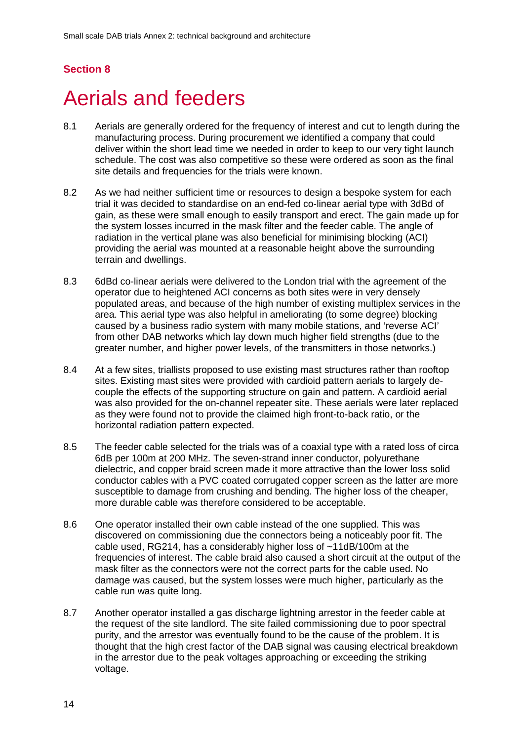Section 8

# Aerials and feeders

8.1 Aerials are generally ordered for the frequency of interest and cut to length during the manufacturing process. During procurement we identified a company that could deliver within the short lead time we needed in order to keep to our very tight launch schedule. The cost was also competitive so these were ordered as soon as the final site details and frequencies for the trials were known.

8.2 As we had neither sufficient time or resources to design a bespoke system for each trial it was decided to standardise on an end-fed co-linear aerial type with 3dBd of gain, as these were small enough to easily transport and erect. The gain made up for the system losses incurred in the mask filter and the feeder cable. The angle of radiation in the vertical plane was also beneficial for minimising blocking (ACI) providing the aerial was mounted at a reasonable height above the surrounding terrain and dwellings.

8.3 6dBd co-linear aerials were delivered to the London trial with the agreement of the operator due to heightened ACI concerns as both sites were in very densely populated areas, and because of the high number of existing multiplex services in the area. This aerial type was also helpful in ameliorating (to some degree) blocking caused by a business radio system with many mobile stations, and 'reverse ACI' from other DAB networks which lay down much higher field strengths (due to the greater number, and higher power levels, of the transmitters in those networks.)

8.4 At a few sites, triallists proposed to use existing mast structures rather than rooftop sites. Existing mast sites were provided with cardioid pattern aerials to largely de-couple the effects of the supporting structure on gain and pattern. A cardioid aerial was also provided for the on-channel repeater site. These aerials were later replaced as they were found not to provide the claimed high front-to-back ratio, or the horizontal radiation pattern expected.

8.5 The feeder cable selected for the trials was of a coaxial type with a rated loss of circa 6dB per 100m at 200 MHz. The seven-strand inner conductor, polyurethane dielectric, and copper braid screen made it more attractive than the lower loss solid conductor cables with a PVC coated corrugated copper screen as the latter are more susceptible to damage from crushing and bending. The higher loss of the cheaper, more durable cable was therefore considered to be acceptable.

8.6 One operator installed their own cable instead of the one supplied. This was discovered on commissioning due the connectors being a noticeably poor fit. The cable used, RG214, has a considerably higher loss of ~11dB/100m at the frequencies of interest. The cable braid also caused a short circuit at the output of the mask filter as the connectors were not the correct parts for the cable used. No damage was caused, but the system losses were much higher, particularly as the cable run was quite long.

8.7 Another operator installed a gas discharge lightning arrestor in the feeder cable at the request of the site landlord. The site failed commissioning due to poor spectral purity, and the arrestor was eventually found to be the cause of the problem. It is thought that the high crest factor of the DAB signal was causing electrical breakdown in the arrestor due to the peak voltages approaching or exceeding the striking voltage.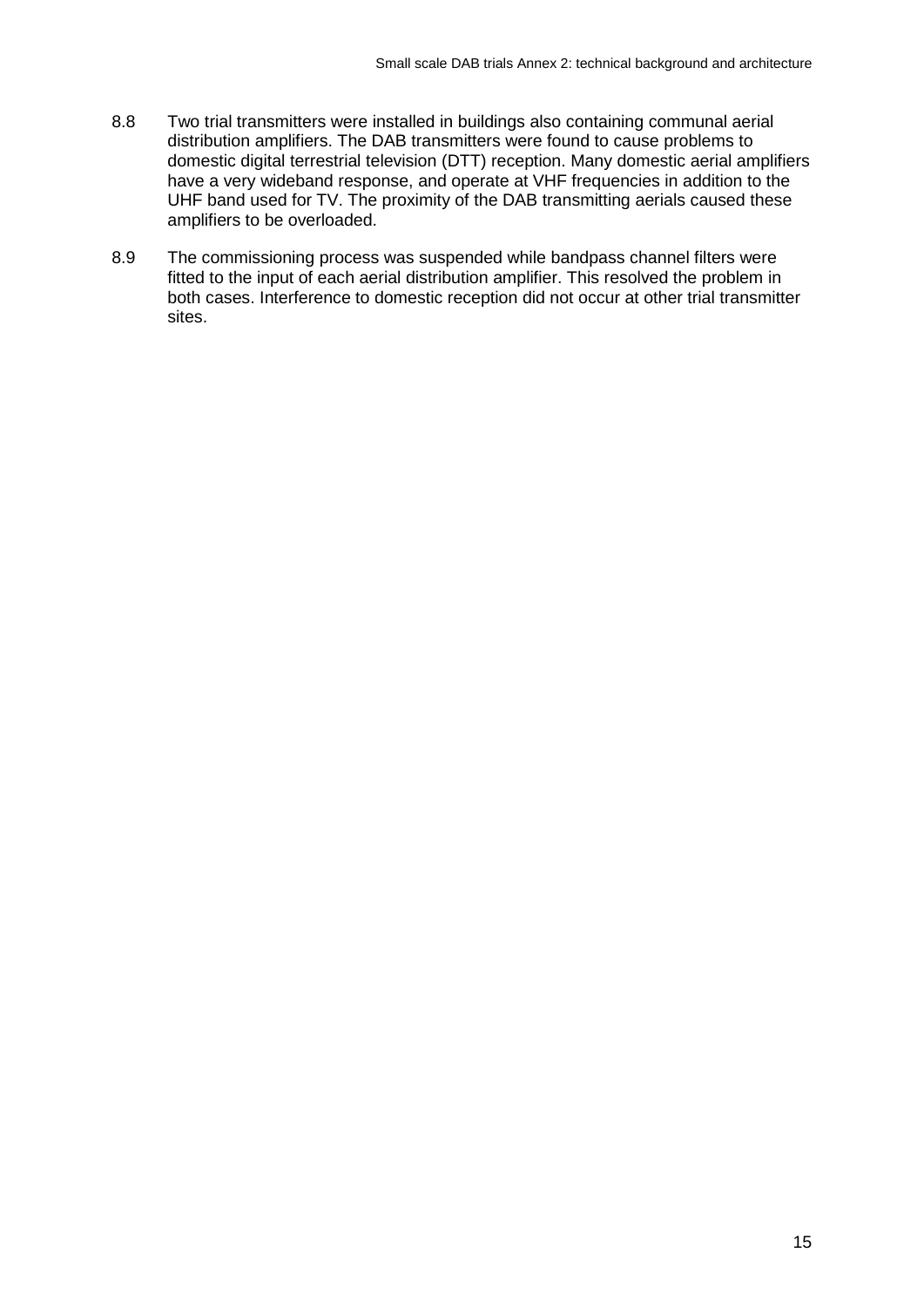8.8 Two trial transmitters were installed in buildings also containing communal aerial distribution amplifiers. The DAB transmitters were found to cause problems to domestic digital terrestrial television (DTT) reception. Many domestic aerial amplifiers have a very wideband response, and operate at VHF frequencies in addition to the UHF band used for TV. The proximity of the DAB transmitting aerials caused these amplifiers to be overloaded.

8.9 The commissioning process was suspended while bandpass channel filters were fitted to the input of each aerial distribution amplifier. This resolved the problem in both cases. Interference to domestic reception did not occur at other trial transmitter sites.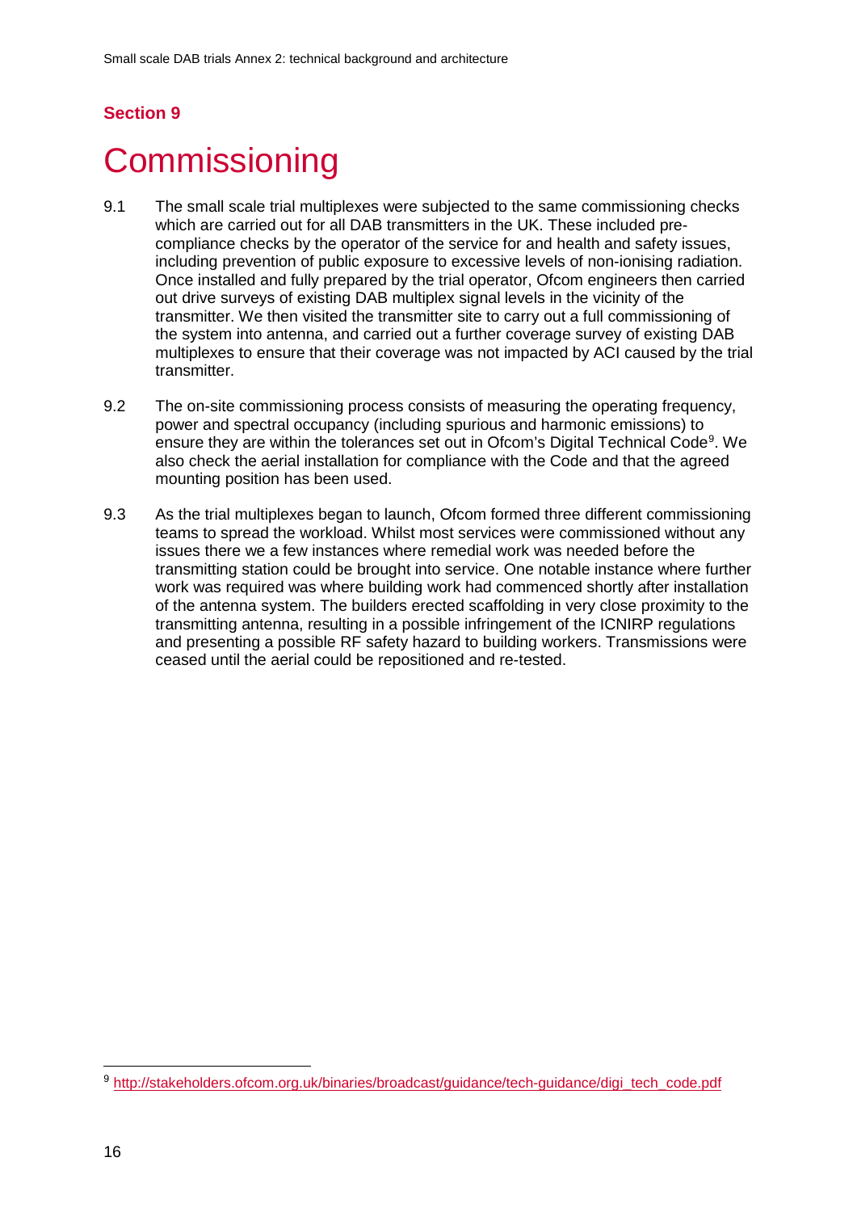## Section 9

# Commissioning

9.1 The small scale trial multiplexes were subjected to the same commissioning checks which are carried out for all DAB transmitters in the UK. These included pre-compliance checks by the operator of the service for and health and safety issues, including prevention of public exposure to excessive levels of non-ionising radiation. Once installed and fully prepared by the trial operator, Ofcom engineers then carried out drive surveys of existing DAB multiplex signal levels in the vicinity of the transmitter. We then visited the transmitter site to carry out a full commissioning of the system into antenna, and carried out a further coverage survey of existing DAB multiplexes to ensure that their coverage was not impacted by ACI caused by the trial transmitter.

9.2 The on-site commissioning process consists of measuring the operating frequency, power and spectral occupancy (including spurious and harmonic emissions) to ensure they are within the tolerances set out in Ofcom's Digital Technical Code[9]. We also check the aerial installation for compliance with the Code and that the agreed mounting position has been used.

9.3 As the trial multiplexes began to launch, Ofcom formed three different commissioning teams to spread the workload. Whilst most services were commissioned without any issues there we a few instances where remedial work was needed before the transmitting station could be brought into service. One notable instance where further work was required was where building work had commenced shortly after installation of the antenna system. The builders erected scaffolding in very close proximity to the transmitting antenna, resulting in a possible infringement of the ICNIRP regulations and presenting a possible RF safety hazard to building workers. Transmissions were ceased until the aerial could be repositioned and re-tested.

[9] http://stakeholders.ofcom.org.uk/binaries/broadcast/guidance/tech-guidance/digi_tech_code.pdf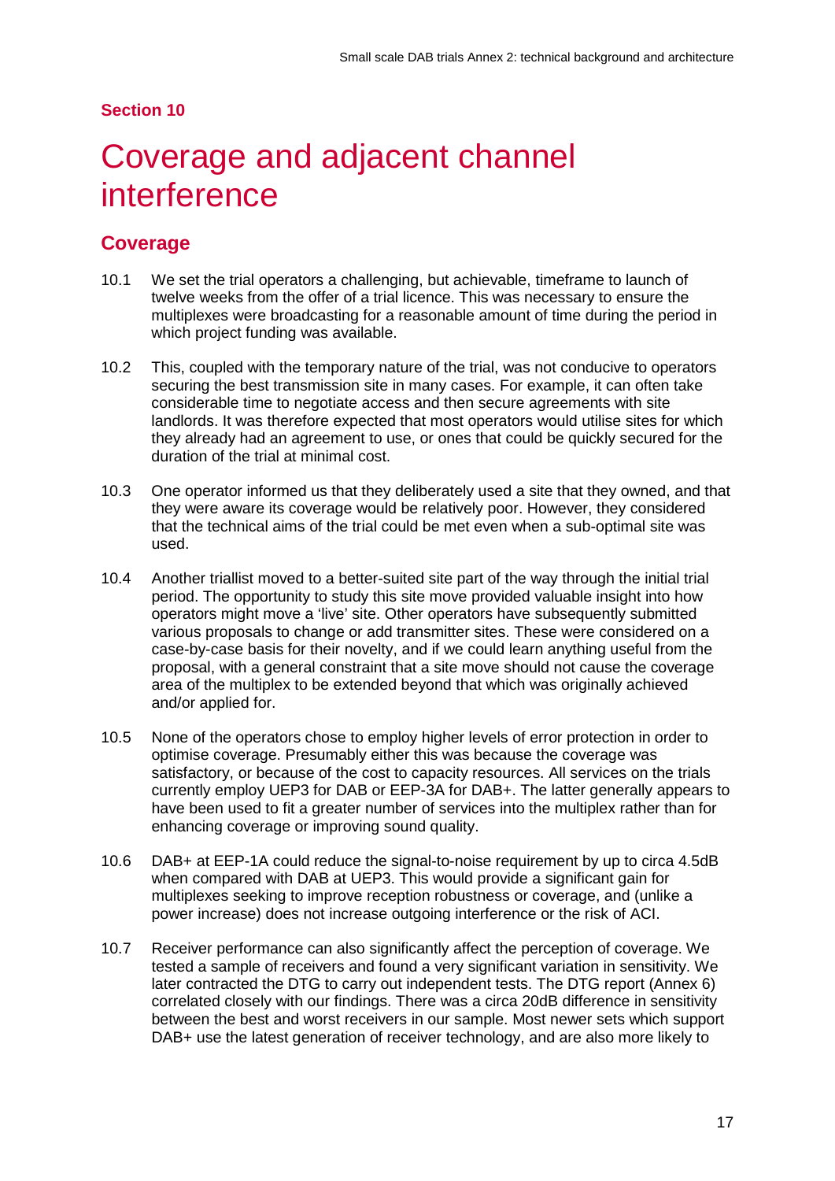**Section 10**

# Coverage and adjacent channel interference

## Coverage

10.1 We set the trial operators a challenging, but achievable, timeframe to launch of twelve weeks from the offer of a trial licence. This was necessary to ensure the multiplexes were broadcasting for a reasonable amount of time during the period in which project funding was available.

10.2 This, coupled with the temporary nature of the trial, was not conducive to operators securing the best transmission site in many cases. For example, it can often take considerable time to negotiate access and then secure agreements with site landlords. It was therefore expected that most operators would utilise sites for which they already had an agreement to use, or ones that could be quickly secured for the duration of the trial at minimal cost.

10.3 One operator informed us that they deliberately used a site that they owned, and that they were aware its coverage would be relatively poor. However, they considered that the technical aims of the trial could be met even when a sub-optimal site was used.

10.4 Another triallist moved to a better-suited site part of the way through the initial trial period. The opportunity to study this site move provided valuable insight into how operators might move a 'live' site. Other operators have subsequently submitted various proposals to change or add transmitter sites. These were considered on a case-by-case basis for their novelty, and if we could learn anything useful from the proposal, with a general constraint that a site move should not cause the coverage area of the multiplex to be extended beyond that which was originally achieved and/or applied for.

10.5 None of the operators chose to employ higher levels of error protection in order to optimise coverage. Presumably either this was because the coverage was satisfactory, or because of the cost to capacity resources. All services on the trials currently employ UEP3 for DAB or EEP-3A for DAB+. The latter generally appears to have been used to fit a greater number of services into the multiplex rather than for enhancing coverage or improving sound quality.

10.6 DAB+ at EEP-1A could reduce the signal-to-noise requirement by up to circa 4.5dB when compared with DAB at UEP3. This would provide a significant gain for multiplexes seeking to improve reception robustness or coverage, and (unlike a power increase) does not increase outgoing interference or the risk of ACI.

10.7 Receiver performance can also significantly affect the perception of coverage. We tested a sample of receivers and found a very significant variation in sensitivity. We later contracted the DTG to carry out independent tests. The DTG report (Annex 6) correlated closely with our findings. There was a circa 20dB difference in sensitivity between the best and worst receivers in our sample. Most newer sets which support DAB+ use the latest generation of receiver technology, and are also more likely to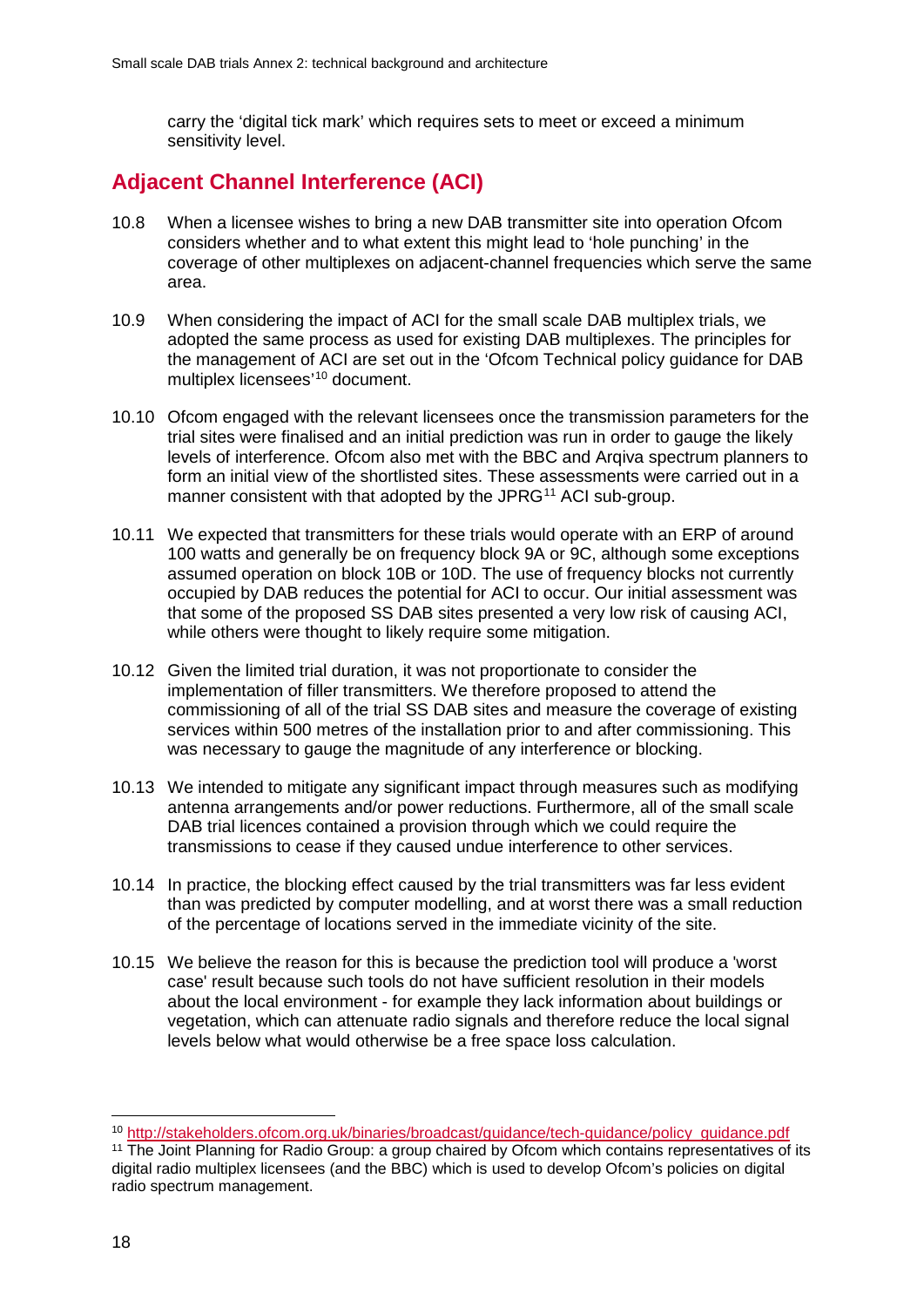carry the 'digital tick mark' which requires sets to meet or exceed a minimum sensitivity level.

## Adjacent Channel Interference (ACI)

10.8 When a licensee wishes to bring a new DAB transmitter site into operation Ofcom considers whether and to what extent this might lead to 'hole punching' in the coverage of other multiplexes on adjacent-channel frequencies which serve the same area.

10.9 When considering the impact of ACI for the small scale DAB multiplex trials, we adopted the same process as used for existing DAB multiplexes. The principles for the management of ACI are set out in the 'Ofcom Technical policy guidance for DAB multiplex licensees'[10] document.

10.10 Ofcom engaged with the relevant licensees once the transmission parameters for the trial sites were finalised and an initial prediction was run in order to gauge the likely levels of interference. Ofcom also met with the BBC and Arqiva spectrum planners to form an initial view of the shortlisted sites. These assessments were carried out in a manner consistent with that adopted by the JPRG[11] ACI sub-group.

10.11 We expected that transmitters for these trials would operate with an ERP of around 100 watts and generally be on frequency block 9A or 9C, although some exceptions assumed operation on block 10B or 10D. The use of frequency blocks not currently occupied by DAB reduces the potential for ACI to occur. Our initial assessment was that some of the proposed SS DAB sites presented a very low risk of causing ACI, while others were thought to likely require some mitigation.

10.12 Given the limited trial duration, it was not proportionate to consider the implementation of filler transmitters. We therefore proposed to attend the commissioning of all of the trial SS DAB sites and measure the coverage of existing services within 500 metres of the installation prior to and after commissioning. This was necessary to gauge the magnitude of any interference or blocking.

10.13 We intended to mitigate any significant impact through measures such as modifying antenna arrangements and/or power reductions. Furthermore, all of the small scale DAB trial licences contained a provision through which we could require the transmissions to cease if they caused undue interference to other services.

10.14 In practice, the blocking effect caused by the trial transmitters was far less evident than was predicted by computer modelling, and at worst there was a small reduction of the percentage of locations served in the immediate vicinity of the site.

10.15 We believe the reason for this is because the prediction tool will produce a 'worst case' result because such tools do not have sufficient resolution in their models about the local environment - for example they lack information about buildings or vegetation, which can attenuate radio signals and therefore reduce the local signal levels below what would otherwise be a free space loss calculation.

---

[10] http://stakeholders.ofcom.org.uk/binaries/broadcast/guidance/tech-guidance/policy_guidance.pdf

[11] The Joint Planning for Radio Group: a group chaired by Ofcom which contains representatives of its digital radio multiplex licensees (and the BBC) which is used to develop Ofcom's policies on digital radio spectrum management.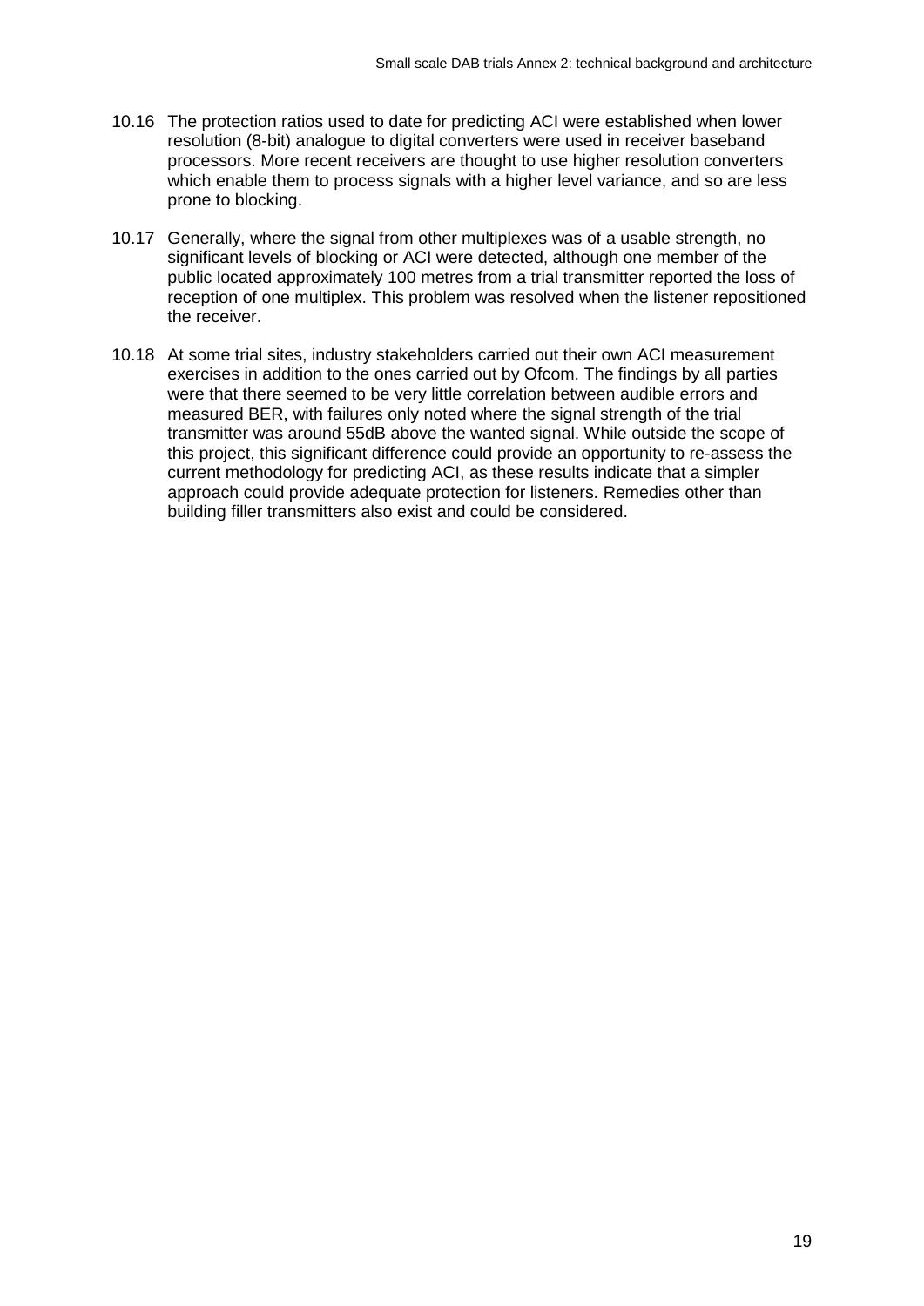10.16 The protection ratios used to date for predicting ACI were established when lower resolution (8-bit) analogue to digital converters were used in receiver baseband processors. More recent receivers are thought to use higher resolution converters which enable them to process signals with a higher level variance, and so are less prone to blocking.

10.17 Generally, where the signal from other multiplexes was of a usable strength, no significant levels of blocking or ACI were detected, although one member of the public located approximately 100 metres from a trial transmitter reported the loss of reception of one multiplex. This problem was resolved when the listener repositioned the receiver.

10.18 At some trial sites, industry stakeholders carried out their own ACI measurement exercises in addition to the ones carried out by Ofcom. The findings by all parties were that there seemed to be very little correlation between audible errors and measured BER, with failures only noted where the signal strength of the trial transmitter was around 55dB above the wanted signal. While outside the scope of this project, this significant difference could provide an opportunity to re-assess the current methodology for predicting ACI, as these results indicate that a simpler approach could provide adequate protection for listeners. Remedies other than building filler transmitters also exist and could be considered.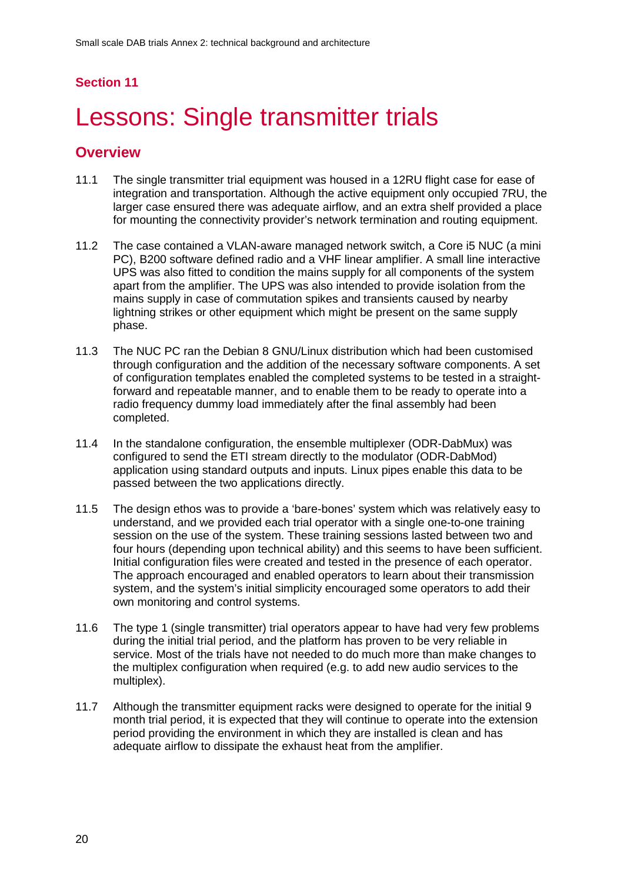**Section 11**

# Lessons: Single transmitter trials

## Overview

11.1 The single transmitter trial equipment was housed in a 12RU flight case for ease of integration and transportation. Although the active equipment only occupied 7RU, the larger case ensured there was adequate airflow, and an extra shelf provided a place for mounting the connectivity provider's network termination and routing equipment.

11.2 The case contained a VLAN-aware managed network switch, a Core i5 NUC (a mini PC), B200 software defined radio and a VHF linear amplifier. A small line interactive UPS was also fitted to condition the mains supply for all components of the system apart from the amplifier. The UPS was also intended to provide isolation from the mains supply in case of commutation spikes and transients caused by nearby lightning strikes or other equipment which might be present on the same supply phase.

11.3 The NUC PC ran the Debian 8 GNU/Linux distribution which had been customised through configuration and the addition of the necessary software components. A set of configuration templates enabled the completed systems to be tested in a straight-forward and repeatable manner, and to enable them to be ready to operate into a radio frequency dummy load immediately after the final assembly had been completed.

11.4 In the standalone configuration, the ensemble multiplexer (ODR-DabMux) was configured to send the ETI stream directly to the modulator (ODR-DabMod) application using standard outputs and inputs. Linux pipes enable this data to be passed between the two applications directly.

11.5 The design ethos was to provide a 'bare-bones' system which was relatively easy to understand, and we provided each trial operator with a single one-to-one training session on the use of the system. These training sessions lasted between two and four hours (depending upon technical ability) and this seems to have been sufficient. Initial configuration files were created and tested in the presence of each operator. The approach encouraged and enabled operators to learn about their transmission system, and the system's initial simplicity encouraged some operators to add their own monitoring and control systems.

11.6 The type 1 (single transmitter) trial operators appear to have had very few problems during the initial trial period, and the platform has proven to be very reliable in service. Most of the trials have not needed to do much more than make changes to the multiplex configuration when required (e.g. to add new audio services to the multiplex).

11.7 Although the transmitter equipment racks were designed to operate for the initial 9 month trial period, it is expected that they will continue to operate into the extension period providing the environment in which they are installed is clean and has adequate airflow to dissipate the exhaust heat from the amplifier.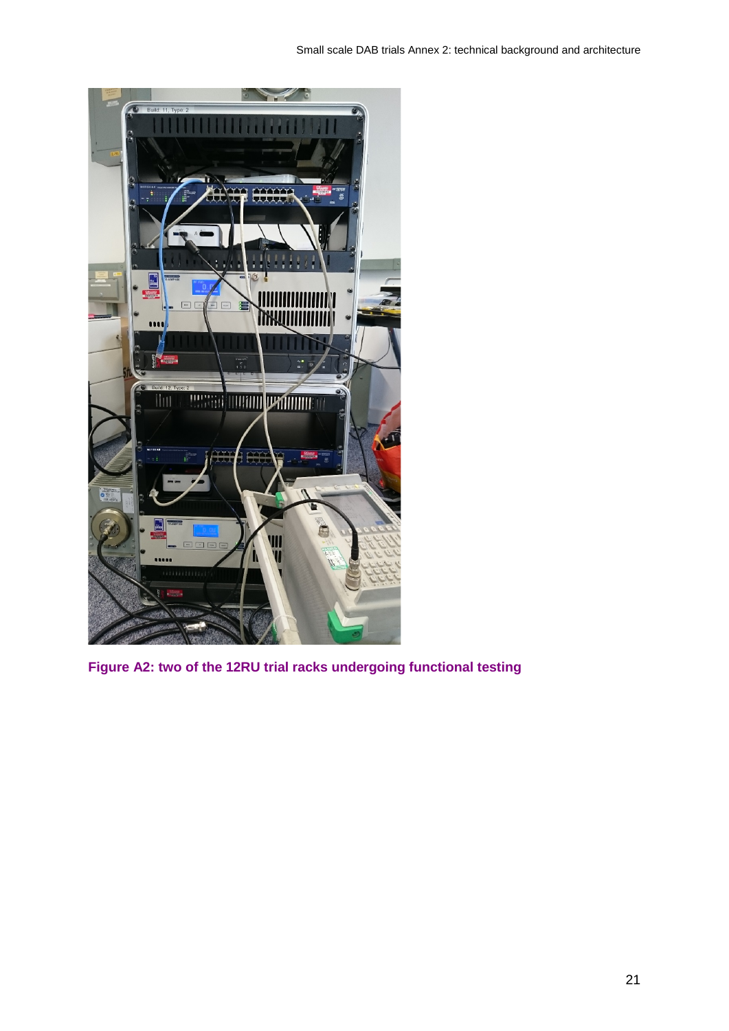**Figure A2: two of the 12RU trial racks undergoing functional testing**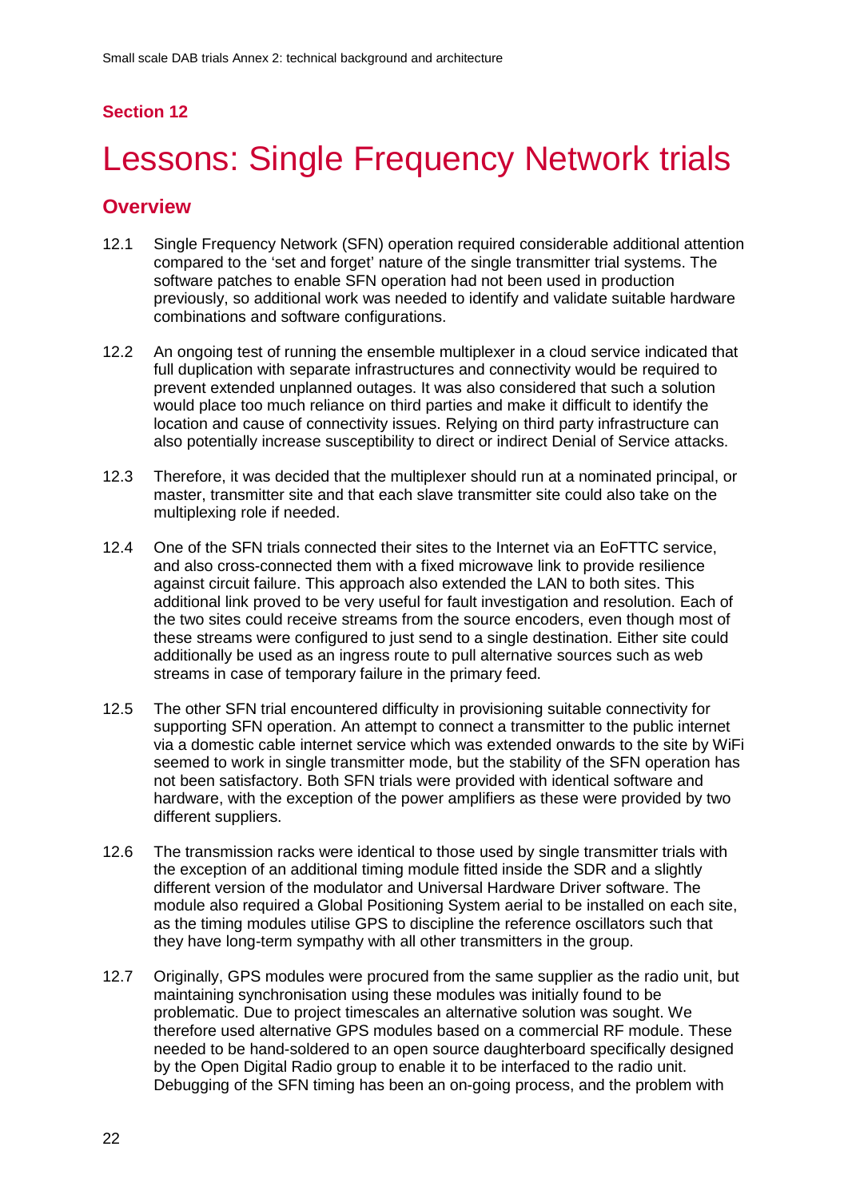## Section 12

# Lessons: Single Frequency Network trials

## Overview

12.1 Single Frequency Network (SFN) operation required considerable additional attention compared to the 'set and forget' nature of the single transmitter trial systems. The software patches to enable SFN operation had not been used in production previously, so additional work was needed to identify and validate suitable hardware combinations and software configurations.

12.2 An ongoing test of running the ensemble multiplexer in a cloud service indicated that full duplication with separate infrastructures and connectivity would be required to prevent extended unplanned outages. It was also considered that such a solution would place too much reliance on third parties and make it difficult to identify the location and cause of connectivity issues. Relying on third party infrastructure can also potentially increase susceptibility to direct or indirect Denial of Service attacks.

12.3 Therefore, it was decided that the multiplexer should run at a nominated principal, or master, transmitter site and that each slave transmitter site could also take on the multiplexing role if needed.

12.4 One of the SFN trials connected their sites to the Internet via an EoFTTC service, and also cross-connected them with a fixed microwave link to provide resilience against circuit failure. This approach also extended the LAN to both sites. This additional link proved to be very useful for fault investigation and resolution. Each of the two sites could receive streams from the source encoders, even though most of these streams were configured to just send to a single destination. Either site could additionally be used as an ingress route to pull alternative sources such as web streams in case of temporary failure in the primary feed.

12.5 The other SFN trial encountered difficulty in provisioning suitable connectivity for supporting SFN operation. An attempt to connect a transmitter to the public internet via a domestic cable internet service which was extended onwards to the site by WiFi seemed to work in single transmitter mode, but the stability of the SFN operation has not been satisfactory. Both SFN trials were provided with identical software and hardware, with the exception of the power amplifiers as these were provided by two different suppliers.

12.6 The transmission racks were identical to those used by single transmitter trials with the exception of an additional timing module fitted inside the SDR and a slightly different version of the modulator and Universal Hardware Driver software. The module also required a Global Positioning System aerial to be installed on each site, as the timing modules utilise GPS to discipline the reference oscillators such that they have long-term sympathy with all other transmitters in the group.

12.7 Originally, GPS modules were procured from the same supplier as the radio unit, but maintaining synchronisation using these modules was initially found to be problematic. Due to project timescales an alternative solution was sought. We therefore used alternative GPS modules based on a commercial RF module. These needed to be hand-soldered to an open source daughterboard specifically designed by the Open Digital Radio group to enable it to be interfaced to the radio unit. Debugging of the SFN timing has been an on-going process, and the problem with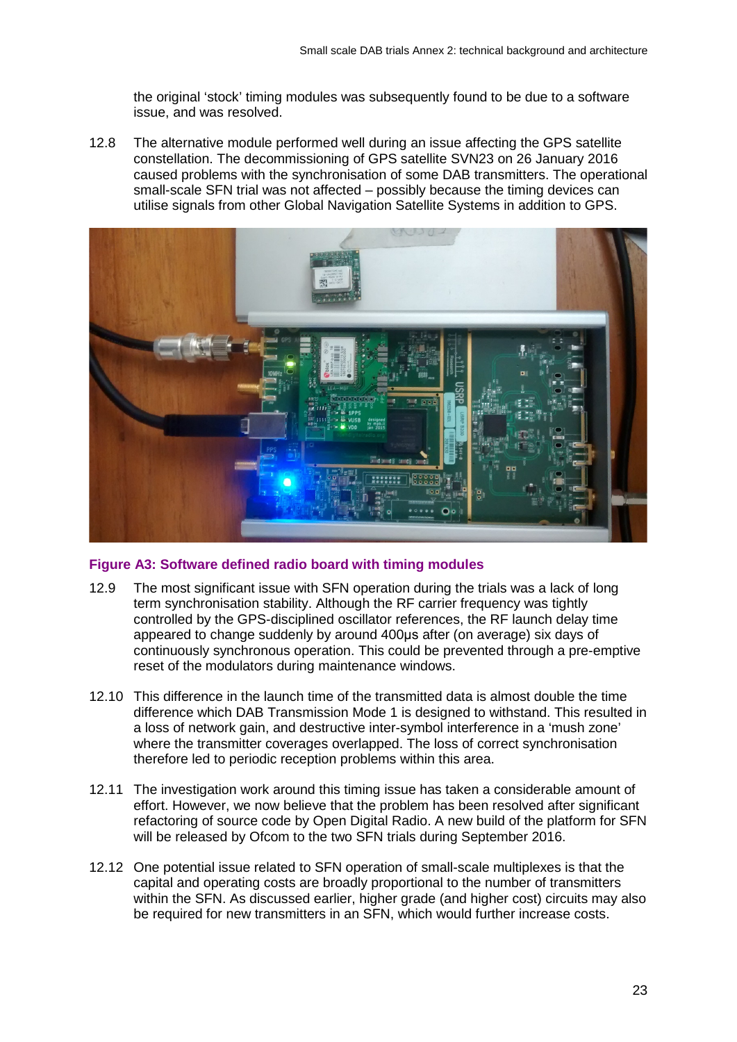the original 'stock' timing modules was subsequently found to be due to a software issue, and was resolved.

12.8 The alternative module performed well during an issue affecting the GPS satellite constellation. The decommissioning of GPS satellite SVN23 on 26 January 2016 caused problems with the synchronisation of some DAB transmitters. The operational small-scale SFN trial was not affected – possibly because the timing devices can utilise signals from other Global Navigation Satellite Systems in addition to GPS.

**Figure A3: Software defined radio board with timing modules**

12.9 The most significant issue with SFN operation during the trials was a lack of long term synchronisation stability. Although the RF carrier frequency was tightly controlled by the GPS-disciplined oscillator references, the RF launch delay time appeared to change suddenly by around 400μs after (on average) six days of continuously synchronous operation. This could be prevented through a pre-emptive reset of the modulators during maintenance windows.

12.10 This difference in the launch time of the transmitted data is almost double the time difference which DAB Transmission Mode 1 is designed to withstand. This resulted in a loss of network gain, and destructive inter-symbol interference in a 'mush zone' where the transmitter coverages overlapped. The loss of correct synchronisation therefore led to periodic reception problems within this area.

12.11 The investigation work around this timing issue has taken a considerable amount of effort. However, we now believe that the problem has been resolved after significant refactoring of source code by Open Digital Radio. A new build of the platform for SFN will be released by Ofcom to the two SFN trials during September 2016.

12.12 One potential issue related to SFN operation of small-scale multiplexes is that the capital and operating costs are broadly proportional to the number of transmitters within the SFN. As discussed earlier, higher grade (and higher cost) circuits may also be required for new transmitters in an SFN, which would further increase costs.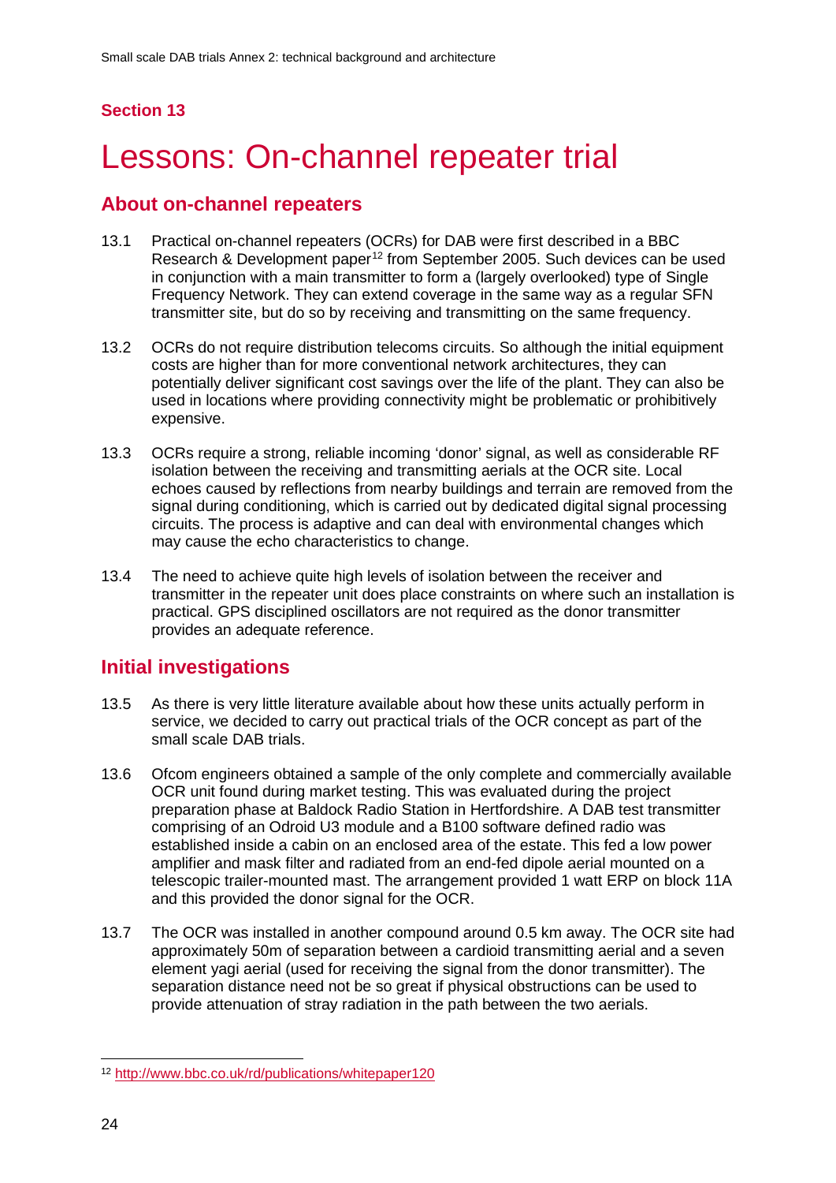Section 13

# Lessons: On-channel repeater trial

## About on-channel repeaters

13.1 Practical on-channel repeaters (OCRs) for DAB were first described in a BBC Research & Development paper[12] from September 2005. Such devices can be used in conjunction with a main transmitter to form a (largely overlooked) type of Single Frequency Network. They can extend coverage in the same way as a regular SFN transmitter site, but do so by receiving and transmitting on the same frequency.

13.2 OCRs do not require distribution telecoms circuits. So although the initial equipment costs are higher than for more conventional network architectures, they can potentially deliver significant cost savings over the life of the plant. They can also be used in locations where providing connectivity might be problematic or prohibitively expensive.

13.3 OCRs require a strong, reliable incoming 'donor' signal, as well as considerable RF isolation between the receiving and transmitting aerials at the OCR site. Local echoes caused by reflections from nearby buildings and terrain are removed from the signal during conditioning, which is carried out by dedicated digital signal processing circuits. The process is adaptive and can deal with environmental changes which may cause the echo characteristics to change.

13.4 The need to achieve quite high levels of isolation between the receiver and transmitter in the repeater unit does place constraints on where such an installation is practical. GPS disciplined oscillators are not required as the donor transmitter provides an adequate reference.

## Initial investigations

13.5 As there is very little literature available about how these units actually perform in service, we decided to carry out practical trials of the OCR concept as part of the small scale DAB trials.

13.6 Ofcom engineers obtained a sample of the only complete and commercially available OCR unit found during market testing. This was evaluated during the project preparation phase at Baldock Radio Station in Hertfordshire. A DAB test transmitter comprising of an Odroid U3 module and a B100 software defined radio was established inside a cabin on an enclosed area of the estate. This fed a low power amplifier and mask filter and radiated from an end-fed dipole aerial mounted on a telescopic trailer-mounted mast. The arrangement provided 1 watt ERP on block 11A and this provided the donor signal for the OCR.

13.7 The OCR was installed in another compound around 0.5 km away. The OCR site had approximately 50m of separation between a cardioid transmitting aerial and a seven element yagi aerial (used for receiving the signal from the donor transmitter). The separation distance need not be so great if physical obstructions can be used to provide attenuation of stray radiation in the path between the two aerials.

[12] http://www.bbc.co.uk/rd/publications/whitepaper120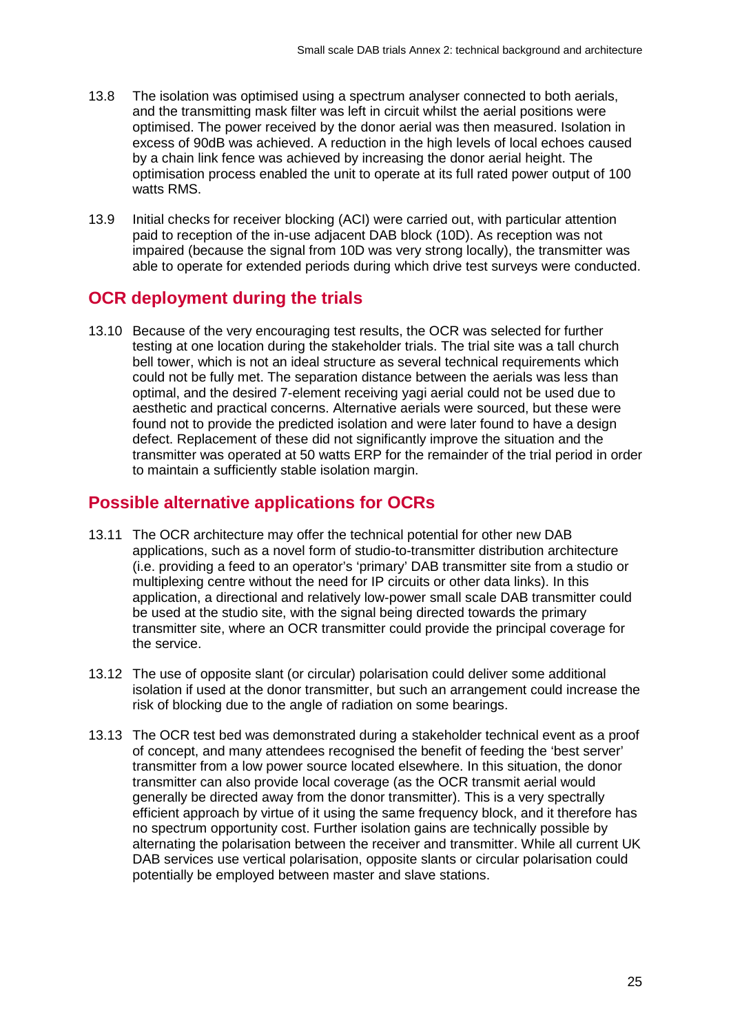13.8 The isolation was optimised using a spectrum analyser connected to both aerials, and the transmitting mask filter was left in circuit whilst the aerial positions were optimised. The power received by the donor aerial was then measured. Isolation in excess of 90dB was achieved. A reduction in the high levels of local echoes caused by a chain link fence was achieved by increasing the donor aerial height. The optimisation process enabled the unit to operate at its full rated power output of 100 watts RMS.

13.9 Initial checks for receiver blocking (ACI) were carried out, with particular attention paid to reception of the in-use adjacent DAB block (10D). As reception was not impaired (because the signal from 10D was very strong locally), the transmitter was able to operate for extended periods during which drive test surveys were conducted.

## OCR deployment during the trials

13.10 Because of the very encouraging test results, the OCR was selected for further testing at one location during the stakeholder trials. The trial site was a tall church bell tower, which is not an ideal structure as several technical requirements which could not be fully met. The separation distance between the aerials was less than optimal, and the desired 7-element receiving yagi aerial could not be used due to aesthetic and practical concerns. Alternative aerials were sourced, but these were found not to provide the predicted isolation and were later found to have a design defect. Replacement of these did not significantly improve the situation and the transmitter was operated at 50 watts ERP for the remainder of the trial period in order to maintain a sufficiently stable isolation margin.

## Possible alternative applications for OCRs

13.11 The OCR architecture may offer the technical potential for other new DAB applications, such as a novel form of studio-to-transmitter distribution architecture (i.e. providing a feed to an operator's 'primary' DAB transmitter site from a studio or multiplexing centre without the need for IP circuits or other data links). In this application, a directional and relatively low-power small scale DAB transmitter could be used at the studio site, with the signal being directed towards the primary transmitter site, where an OCR transmitter could provide the principal coverage for the service.

13.12 The use of opposite slant (or circular) polarisation could deliver some additional isolation if used at the donor transmitter, but such an arrangement could increase the risk of blocking due to the angle of radiation on some bearings.

13.13 The OCR test bed was demonstrated during a stakeholder technical event as a proof of concept, and many attendees recognised the benefit of feeding the 'best server' transmitter from a low power source located elsewhere. In this situation, the donor transmitter can also provide local coverage (as the OCR transmit aerial would generally be directed away from the donor transmitter). This is a very spectrally efficient approach by virtue of it using the same frequency block, and it therefore has no spectrum opportunity cost. Further isolation gains are technically possible by alternating the polarisation between the receiver and transmitter. While all current UK DAB services use vertical polarisation, opposite slants or circular polarisation could potentially be employed between master and slave stations.